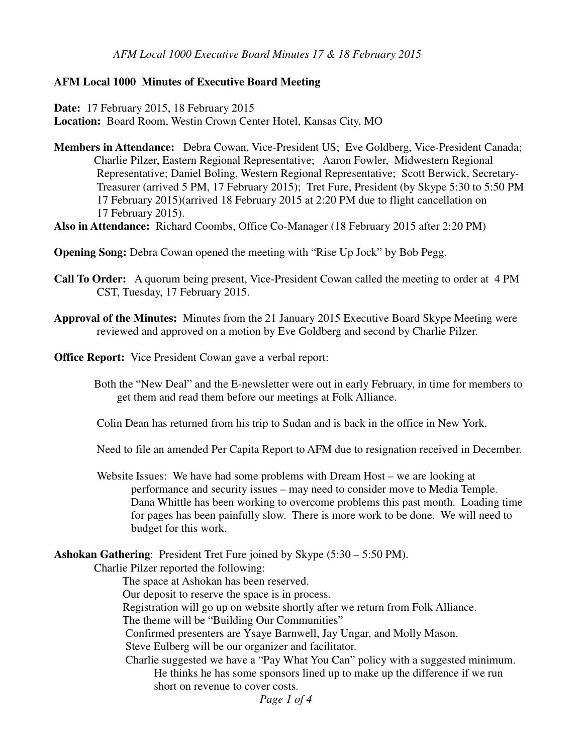# AFM Local 1000 Minutes of Executive Board Meeting

**Date:** 17 February 2015, 18 February 2015
**Location:** Board Room, Westin Crown Center Hotel, Kansas City, MO

**Members in Attendance:** Debra Cowan, Vice-President US; Eve Goldberg, Vice-President Canada; Charlie Pilzer, Eastern Regional Representative; Aaron Fowler, Midwestern Regional Representative; Daniel Boling, Western Regional Representative; Scott Berwick, Secretary-Treasurer (arrived 5 PM, 17 February 2015); Tret Fure, President (by Skype 5:30 to 5:50 PM 17 February 2015)(arrived 18 February 2015 at 2:20 PM due to flight cancellation on 17 February 2015).

**Also in Attendance:** Richard Coombs, Office Co-Manager (18 February 2015 after 2:20 PM)

**Opening Song:** Debra Cowan opened the meeting with "Rise Up Jock" by Bob Pegg.

**Call To Order:** A quorum being present, Vice-President Cowan called the meeting to order at 4 PM CST, Tuesday, 17 February 2015.

**Approval of the Minutes:** Minutes from the 21 January 2015 Executive Board Skype Meeting were reviewed and approved on a motion by Eve Goldberg and second by Charlie Pilzer.

**Office Report:** Vice President Cowan gave a verbal report:

Both the "New Deal" and the E-newsletter were out in early February, in time for members to get them and read them before our meetings at Folk Alliance.

Colin Dean has returned from his trip to Sudan and is back in the office in New York.

Need to file an amended Per Capita Report to AFM due to resignation received in December.

Website Issues: We have had some problems with Dream Host – we are looking at performance and security issues – may need to consider move to Media Temple. Dana Whittle has been working to overcome problems this past month. Loading time for pages has been painfully slow. There is more work to be done. We will need to budget for this work.

**Ashokan Gathering**: President Tret Fure joined by Skype (5:30 – 5:50 PM).

Charlie Pilzer reported the following:

The space at Ashokan has been reserved.
Our deposit to reserve the space is in process.
Registration will go up on website shortly after we return from Folk Alliance.
The theme will be "Building Our Communities"
Confirmed presenters are Ysaye Barnwell, Jay Ungar, and Molly Mason.
Steve Eulberg will be our organizer and facilitator.
Charlie suggested we have a "Pay What You Can" policy with a suggested minimum. He thinks he has some sponsors lined up to make up the difference if we run short on revenue to cover costs.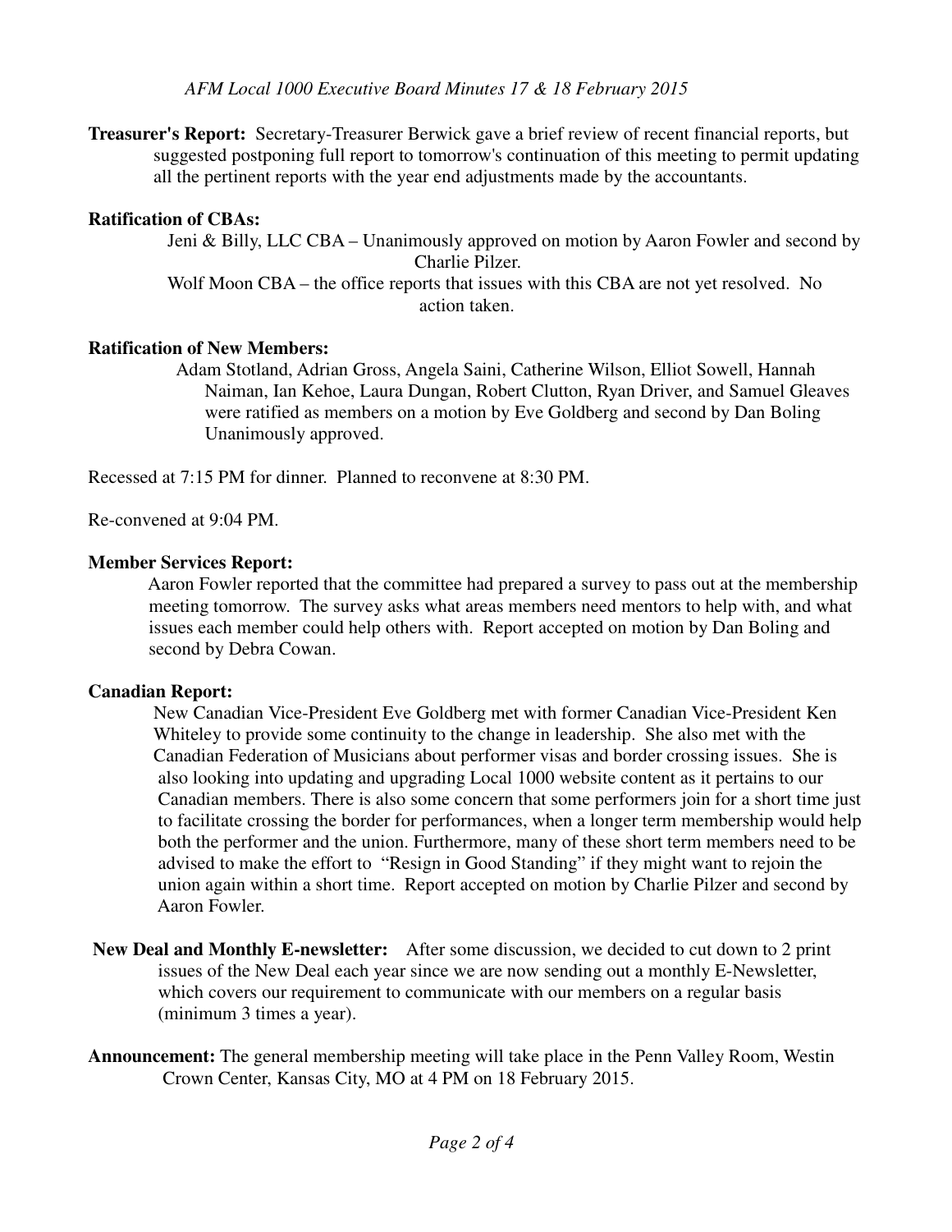**Treasurer's Report:** Secretary-Treasurer Berwick gave a brief review of recent financial reports, but suggested postponing full report to tomorrow's continuation of this meeting to permit updating all the pertinent reports with the year end adjustments made by the accountants.

**Ratification of CBAs:**

Jeni & Billy, LLC CBA – Unanimously approved on motion by Aaron Fowler and second by Charlie Pilzer.

Wolf Moon CBA – the office reports that issues with this CBA are not yet resolved. No action taken.

**Ratification of New Members:**

Adam Stotland, Adrian Gross, Angela Saini, Catherine Wilson, Elliot Sowell, Hannah Naiman, Ian Kehoe, Laura Dungan, Robert Clutton, Ryan Driver, and Samuel Gleaves were ratified as members on a motion by Eve Goldberg and second by Dan Boling Unanimously approved.

Recessed at 7:15 PM for dinner. Planned to reconvene at 8:30 PM.

Re-convened at 9:04 PM.

**Member Services Report:**

Aaron Fowler reported that the committee had prepared a survey to pass out at the membership meeting tomorrow. The survey asks what areas members need mentors to help with, and what issues each member could help others with. Report accepted on motion by Dan Boling and second by Debra Cowan.

**Canadian Report:**

New Canadian Vice-President Eve Goldberg met with former Canadian Vice-President Ken Whiteley to provide some continuity to the change in leadership. She also met with the Canadian Federation of Musicians about performer visas and border crossing issues. She is also looking into updating and upgrading Local 1000 website content as it pertains to our Canadian members. There is also some concern that some performers join for a short time just to facilitate crossing the border for performances, when a longer term membership would help both the performer and the union. Furthermore, many of these short term members need to be advised to make the effort to "Resign in Good Standing" if they might want to rejoin the union again within a short time. Report accepted on motion by Charlie Pilzer and second by Aaron Fowler.

**New Deal and Monthly E-newsletter:** After some discussion, we decided to cut down to 2 print issues of the New Deal each year since we are now sending out a monthly E-Newsletter, which covers our requirement to communicate with our members on a regular basis (minimum 3 times a year).

**Announcement:** The general membership meeting will take place in the Penn Valley Room, Westin Crown Center, Kansas City, MO at 4 PM on 18 February 2015.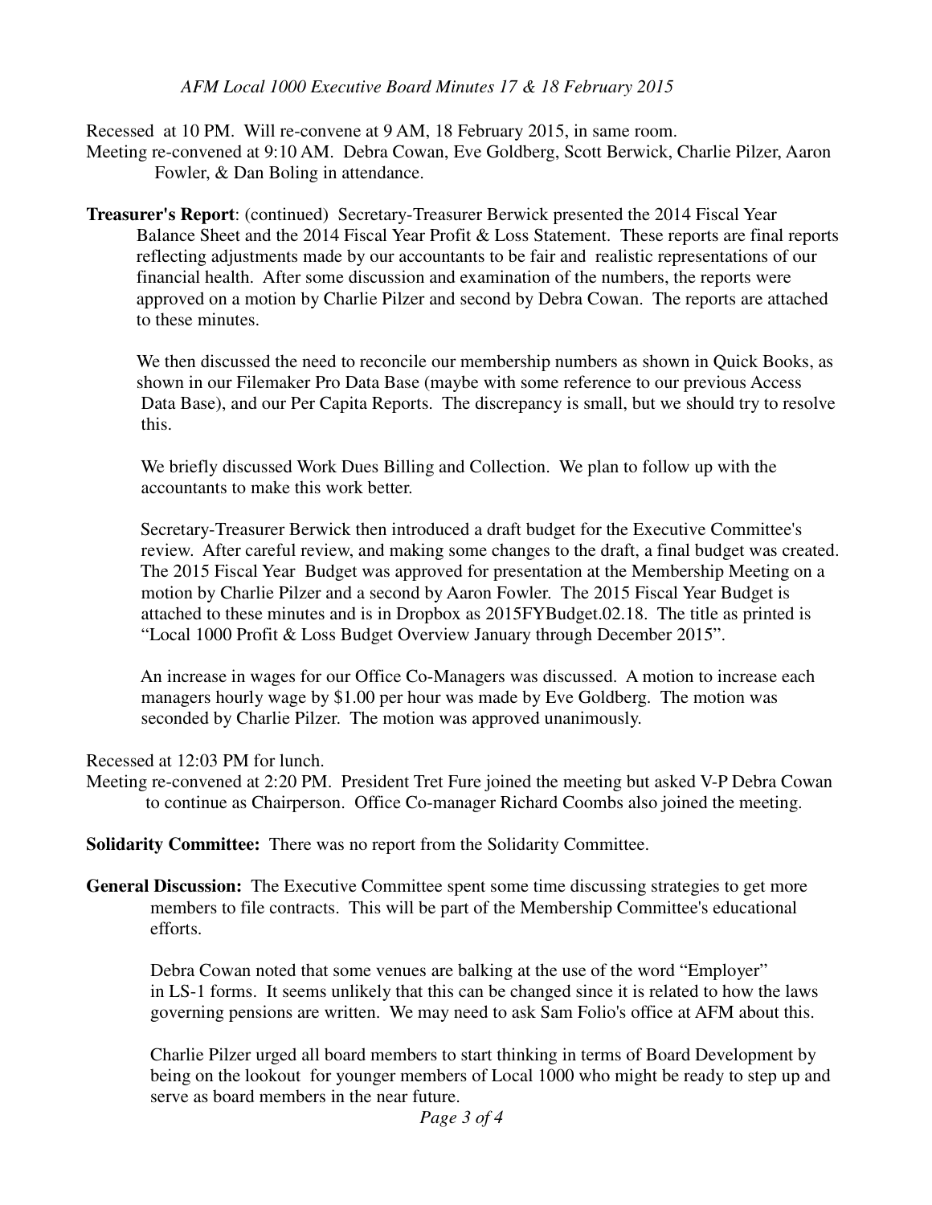Recessed at 10 PM. Will re-convene at 9 AM, 18 February 2015, in same room.
Meeting re-convened at 9:10 AM. Debra Cowan, Eve Goldberg, Scott Berwick, Charlie Pilzer, Aaron Fowler, & Dan Boling in attendance.

**Treasurer's Report**: (continued) Secretary-Treasurer Berwick presented the 2014 Fiscal Year Balance Sheet and the 2014 Fiscal Year Profit & Loss Statement. These reports are final reports reflecting adjustments made by our accountants to be fair and realistic representations of our financial health. After some discussion and examination of the numbers, the reports were approved on a motion by Charlie Pilzer and second by Debra Cowan. The reports are attached to these minutes.

We then discussed the need to reconcile our membership numbers as shown in Quick Books, as shown in our Filemaker Pro Data Base (maybe with some reference to our previous Access Data Base), and our Per Capita Reports. The discrepancy is small, but we should try to resolve this.

We briefly discussed Work Dues Billing and Collection. We plan to follow up with the accountants to make this work better.

Secretary-Treasurer Berwick then introduced a draft budget for the Executive Committee's review. After careful review, and making some changes to the draft, a final budget was created. The 2015 Fiscal Year Budget was approved for presentation at the Membership Meeting on a motion by Charlie Pilzer and a second by Aaron Fowler. The 2015 Fiscal Year Budget is attached to these minutes and is in Dropbox as 2015FYBudget.02.18. The title as printed is "Local 1000 Profit & Loss Budget Overview January through December 2015".

An increase in wages for our Office Co-Managers was discussed. A motion to increase each managers hourly wage by $1.00 per hour was made by Eve Goldberg. The motion was seconded by Charlie Pilzer. The motion was approved unanimously.

Recessed at 12:03 PM for lunch.
Meeting re-convened at 2:20 PM. President Tret Fure joined the meeting but asked V-P Debra Cowan to continue as Chairperson. Office Co-manager Richard Coombs also joined the meeting.

**Solidarity Committee:** There was no report from the Solidarity Committee.

**General Discussion:** The Executive Committee spent some time discussing strategies to get more members to file contracts. This will be part of the Membership Committee's educational efforts.

Debra Cowan noted that some venues are balking at the use of the word "Employer" in LS-1 forms. It seems unlikely that this can be changed since it is related to how the laws governing pensions are written. We may need to ask Sam Folio's office at AFM about this.

Charlie Pilzer urged all board members to start thinking in terms of Board Development by being on the lookout for younger members of Local 1000 who might be ready to step up and serve as board members in the near future.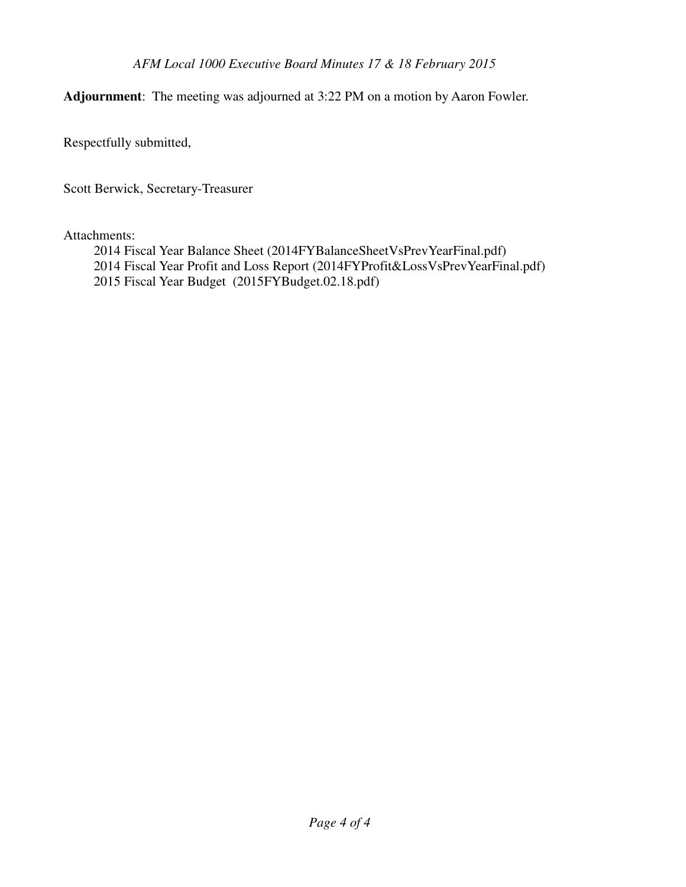**Adjournment**: The meeting was adjourned at 3:22 PM on a motion by Aaron Fowler.

Respectfully submitted,

Scott Berwick, Secretary-Treasurer

Attachments:

- 2014 Fiscal Year Balance Sheet (2014FYBalanceSheetVsPrevYearFinal.pdf)
- 2014 Fiscal Year Profit and Loss Report (2014FYProfit&LossVsPrevYearFinal.pdf)
- 2015 Fiscal Year Budget (2015FYBudget.02.18.pdf)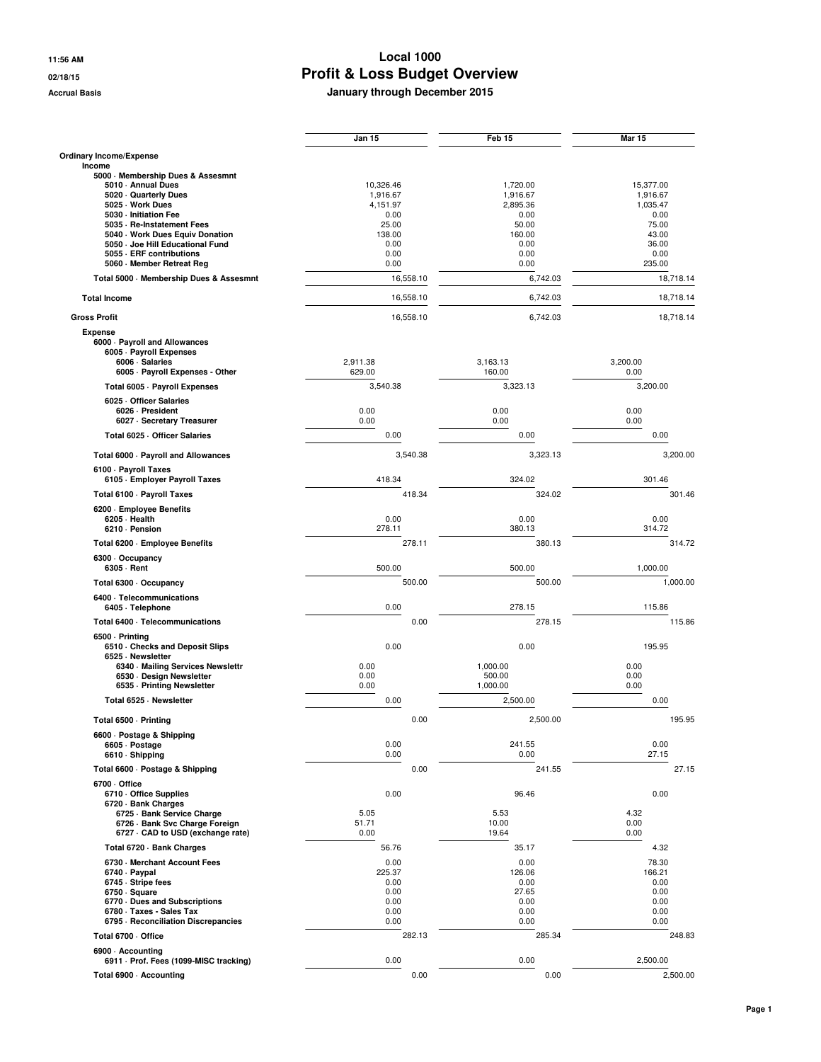# Local 1000
## Profit & Loss Budget Overview
### January through December 2015

11:56 AM
02/18/15
Accrual Basis

| | Jan 15 | | Feb 15 | | Mar 15 | |
|---|---|---|---|---|---|---|
| **Ordinary Income/Expense** | | | | | | |
| **Income** | | | | | | |
| **5000 · Membership Dues & Assesmnt** | | | | | | |
| 5010 · Annual Dues | 10,326.46 | | 1,720.00 | | 15,377.00 | |
| 5020 · Quarterly Dues | 1,916.67 | | 1,916.67 | | 1,916.67 | |
| 5025 · Work Dues | 4,151.97 | | 2,895.36 | | 1,035.47 | |
| 5030 · Initiation Fee | 0.00 | | 0.00 | | 0.00 | |
| 5035 · Re-Instatement Fees | 25.00 | | 50.00 | | 75.00 | |
| 5040 · Work Dues Equiv Donation | 138.00 | | 160.00 | | 43.00 | |
| 5050 · Joe Hill Educational Fund | 0.00 | | 0.00 | | 36.00 | |
| 5055 · ERF contributions | 0.00 | | 0.00 | | 0.00 | |
| 5060 · Member Retreat Reg | 0.00 | | 0.00 | | 235.00 | |
| **Total 5000 · Membership Dues & Assesmnt** | | 16,558.10 | | 6,742.03 | | 18,718.14 |
| **Total Income** | | 16,558.10 | | 6,742.03 | | 18,718.14 |
| **Gross Profit** | | 16,558.10 | | 6,742.03 | | 18,718.14 |
| **Expense** | | | | | | |
| **6000 · Payroll and Allowances** | | | | | | |
| **6005 · Payroll Expenses** | | | | | | |
| 6006 · Salaries | 2,911.38 | | 3,163.13 | | 3,200.00 | |
| 6005 · Payroll Expenses - Other | 629.00 | | 160.00 | | 0.00 | |
| **Total 6005 · Payroll Expenses** | 3,540.38 | | 3,323.13 | | 3,200.00 | |
| **6025 · Officer Salaries** | | | | | | |
| 6026 · President | 0.00 | | 0.00 | | 0.00 | |
| 6027 · Secretary Treasurer | 0.00 | | 0.00 | | 0.00 | |
| **Total 6025 · Officer Salaries** | 0.00 | | 0.00 | | 0.00 | |
| **Total 6000 · Payroll and Allowances** | | 3,540.38 | | 3,323.13 | | 3,200.00 |
| **6100 · Payroll Taxes** | | | | | | |
| 6105 · Employer Payroll Taxes | 418.34 | | 324.02 | | 301.46 | |
| **Total 6100 · Payroll Taxes** | | 418.34 | | 324.02 | | 301.46 |
| **6200 · Employee Benefits** | | | | | | |
| 6205 · Health | 0.00 | | 0.00 | | 0.00 | |
| 6210 · Pension | 278.11 | | 380.13 | | 314.72 | |
| **Total 6200 · Employee Benefits** | | 278.11 | | 380.13 | | 314.72 |
| **6300 · Occupancy** | | | | | | |
| 6305 · Rent | 500.00 | | 500.00 | | 1,000.00 | |
| **Total 6300 · Occupancy** | | 500.00 | | 500.00 | | 1,000.00 |
| **6400 · Telecommunications** | | | | | | |
| 6405 · Telephone | 0.00 | | 278.15 | | 115.86 | |
| **Total 6400 · Telecommunications** | | 0.00 | | 278.15 | | 115.86 |
| **6500 · Printing** | | | | | | |
| 6510 · Checks and Deposit Slips | 0.00 | | 0.00 | | 195.95 | |
| **6525 · Newsletter** | | | | | | |
| 6340 · Mailing Services Newslettr | 0.00 | | 1,000.00 | | 0.00 | |
| 6530 · Design Newsletter | 0.00 | | 500.00 | | 0.00 | |
| 6535 · Printing Newsletter | 0.00 | | 1,000.00 | | 0.00 | |
| **Total 6525 · Newsletter** | 0.00 | | 2,500.00 | | 0.00 | |
| **Total 6500 · Printing** | | 0.00 | | 2,500.00 | | 195.95 |
| **6600 · Postage & Shipping** | | | | | | |
| 6605 · Postage | 0.00 | | 241.55 | | 0.00 | |
| 6610 · Shipping | 0.00 | | 0.00 | | 27.15 | |
| **Total 6600 · Postage & Shipping** | | 0.00 | | 241.55 | | 27.15 |
| **6700 · Office** | | | | | | |
| 6710 · Office Supplies | 0.00 | | 96.46 | | 0.00 | |
| **6720 · Bank Charges** | | | | | | |
| 6725 · Bank Service Charge | 5.05 | | 5.53 | | 4.32 | |
| 6726 · Bank Svc Charge Foreign | 51.71 | | 10.00 | | 0.00 | |
| 6727 · CAD to USD (exchange rate) | 0.00 | | 19.64 | | 0.00 | |
| **Total 6720 · Bank Charges** | 56.76 | | 35.17 | | 4.32 | |
| 6730 · Merchant Account Fees | 0.00 | | 0.00 | | 78.30 | |
| 6740 · Paypal | 225.37 | | 126.06 | | 166.21 | |
| 6745 · Stripe fees | 0.00 | | 0.00 | | 0.00 | |
| 6750 · Square | 0.00 | | 27.65 | | 0.00 | |
| 6770 · Dues and Subscriptions | 0.00 | | 0.00 | | 0.00 | |
| 6780 · Taxes - Sales Tax | 0.00 | | 0.00 | | 0.00 | |
| 6795 · Reconciliation Discrepancies | 0.00 | | 0.00 | | 0.00 | |
| **Total 6700 · Office** | | 282.13 | | 285.34 | | 248.83 |
| **6900 · Accounting** | | | | | | |
| 6911 · Prof. Fees (1099-MISC tracking) | 0.00 | | 0.00 | | 2,500.00 | |
| **Total 6900 · Accounting** | | 0.00 | | 0.00 | | 2,500.00 |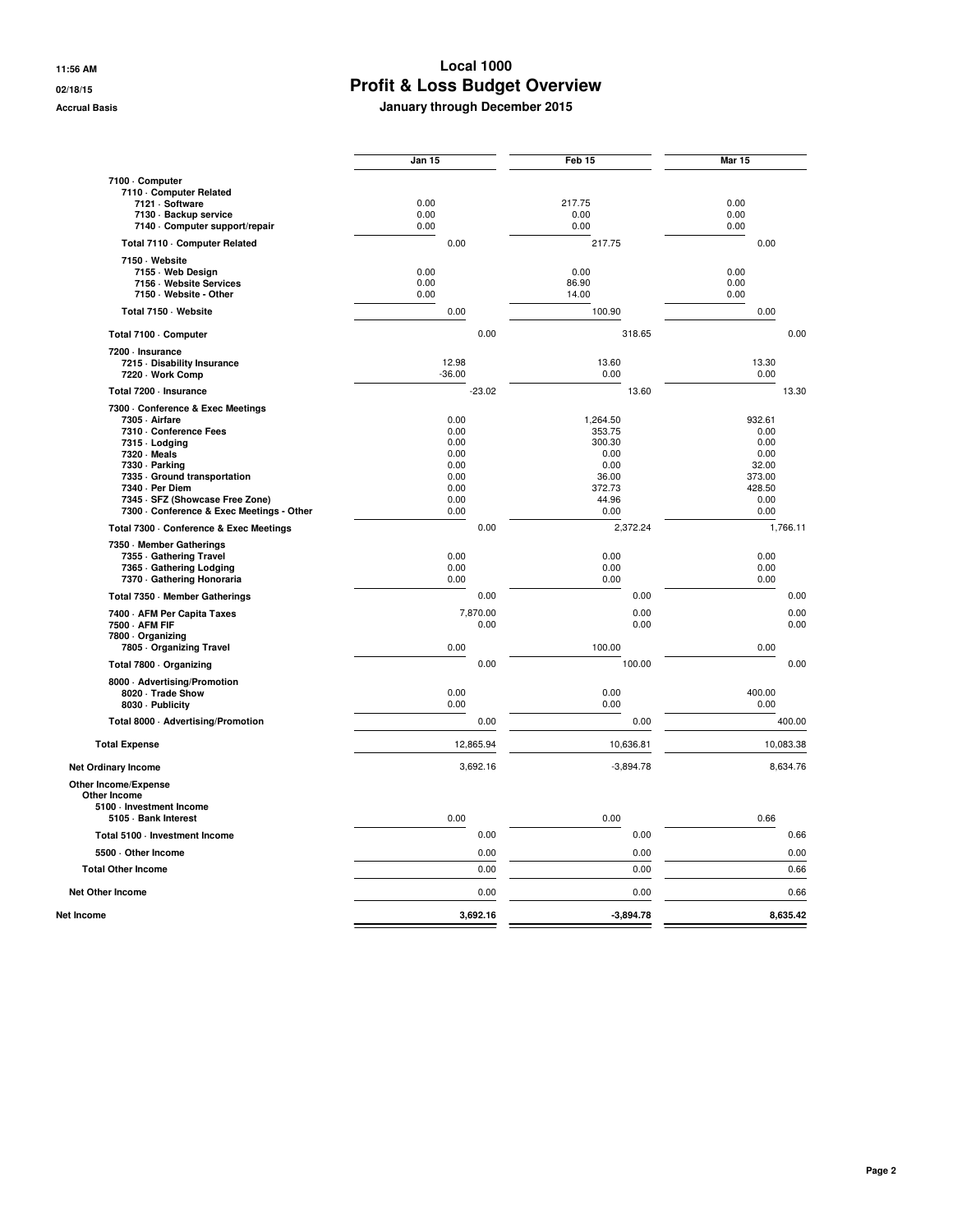# Local 1000

## Profit & Loss Budget Overview

**January through December 2015**

11:56 AM
02/18/15
Accrual Basis

| | Jan 15 | Feb 15 | Mar 15 |
|---|---|---|---|
| 7100 · Computer | | | |
| 7110 · Computer Related | | | |
| 7121 · Software | 0.00 | 217.75 | 0.00 |
| 7130 · Backup service | 0.00 | 0.00 | 0.00 |
| 7140 · Computer support/repair | 0.00 | 0.00 | 0.00 |
| Total 7110 · Computer Related | 0.00 | 217.75 | 0.00 |
| 7150 · Website | | | |
| 7155 · Web Design | 0.00 | 0.00 | 0.00 |
| 7156 · Website Services | 0.00 | 86.90 | 0.00 |
| 7150 · Website - Other | 0.00 | 14.00 | 0.00 |
| Total 7150 · Website | 0.00 | 100.90 | 0.00 |
| Total 7100 · Computer | 0.00 | 318.65 | 0.00 |
| 7200 · Insurance | | | |
| 7215 · Disability Insurance | 12.98 | 13.60 | 13.30 |
| 7220 · Work Comp | -36.00 | 0.00 | 0.00 |
| Total 7200 · Insurance | -23.02 | 13.60 | 13.30 |
| 7300 · Conference & Exec Meetings | | | |
| 7305 · Airfare | 0.00 | 1,264.50 | 932.61 |
| 7310 · Conference Fees | 0.00 | 353.75 | 0.00 |
| 7315 · Lodging | 0.00 | 300.30 | 0.00 |
| 7320 · Meals | 0.00 | 0.00 | 0.00 |
| 7330 · Parking | 0.00 | 0.00 | 32.00 |
| 7335 · Ground transportation | 0.00 | 36.00 | 373.00 |
| 7340 · Per Diem | 0.00 | 372.73 | 428.50 |
| 7345 · SFZ (Showcase Free Zone) | 0.00 | 44.96 | 0.00 |
| 7300 · Conference & Exec Meetings - Other | 0.00 | 0.00 | 0.00 |
| Total 7300 · Conference & Exec Meetings | 0.00 | 2,372.24 | 1,766.11 |
| 7350 · Member Gatherings | | | |
| 7355 · Gathering Travel | 0.00 | 0.00 | 0.00 |
| 7365 · Gathering Lodging | 0.00 | 0.00 | 0.00 |
| 7370 · Gathering Honoraria | 0.00 | 0.00 | 0.00 |
| Total 7350 · Member Gatherings | 0.00 | 0.00 | 0.00 |
| 7400 · AFM Per Capita Taxes | 7,870.00 | 0.00 | 0.00 |
| 7500 · AFM FIF | 0.00 | 0.00 | 0.00 |
| 7800 · Organizing | | | |
| 7805 · Organizing Travel | 0.00 | 100.00 | 0.00 |
| Total 7800 · Organizing | 0.00 | 100.00 | 0.00 |
| 8000 · Advertising/Promotion | | | |
| 8020 · Trade Show | 0.00 | 0.00 | 400.00 |
| 8030 · Publicity | 0.00 | 0.00 | 0.00 |
| Total 8000 · Advertising/Promotion | 0.00 | 0.00 | 400.00 |
| Total Expense | 12,865.94 | 10,636.81 | 10,083.38 |
| Net Ordinary Income | 3,692.16 | -3,894.78 | 8,634.76 |
| Other Income/Expense | | | |
| Other Income | | | |
| 5100 · Investment Income | | | |
| 5105 · Bank Interest | 0.00 | 0.00 | 0.66 |
| Total 5100 · Investment Income | 0.00 | 0.00 | 0.66 |
| 5500 · Other Income | 0.00 | 0.00 | 0.00 |
| Total Other Income | 0.00 | 0.00 | 0.66 |
| Net Other Income | 0.00 | 0.00 | 0.66 |
| **Net Income** | **3,692.16** | **-3,894.78** | **8,635.42** |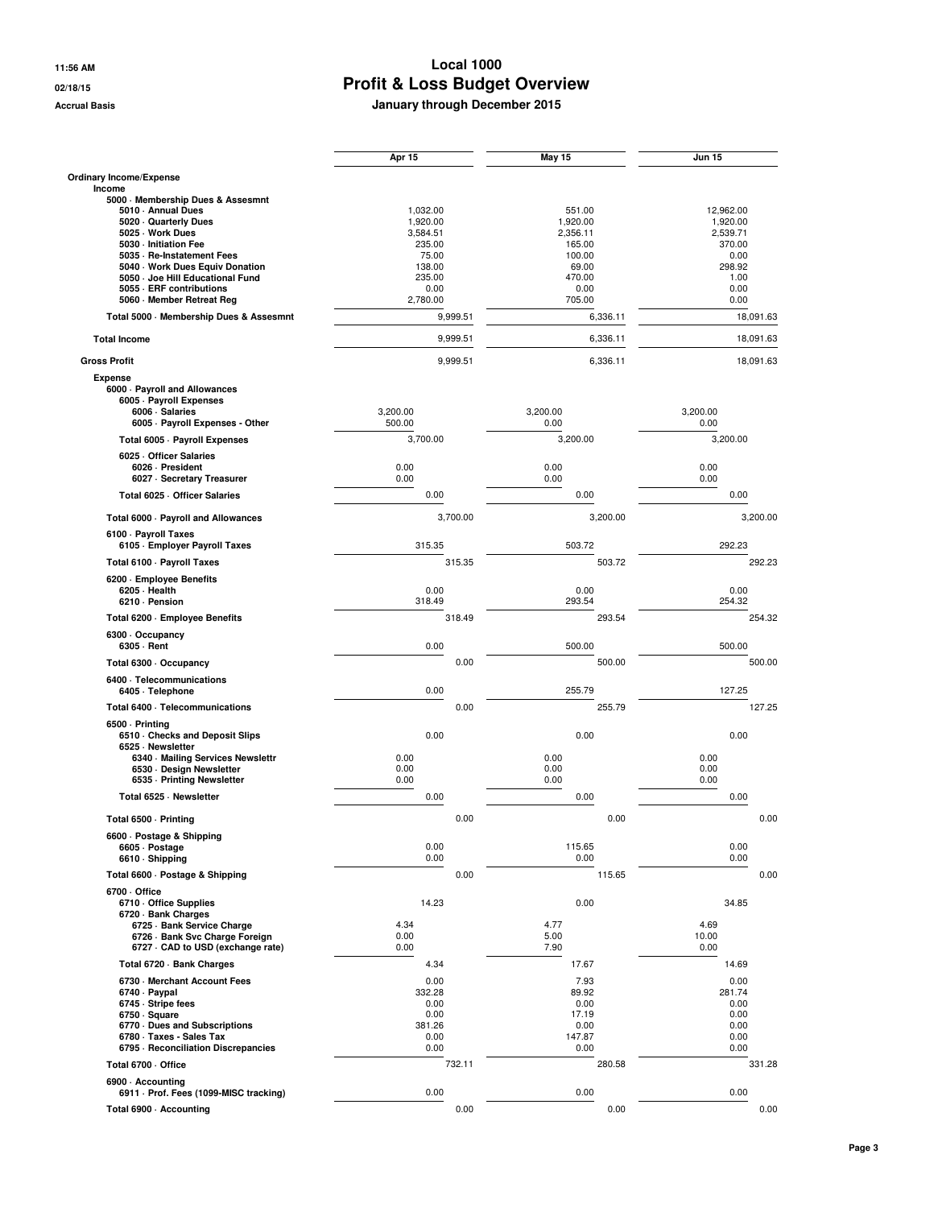# Local 1000

## Profit & Loss Budget Overview

**Accrual Basis** — January through December 2015

11:56 AM
02/18/15

| | Apr 15 | | May 15 | | Jun 15 | |
|---|---|---|---|---|---|---|
| **Ordinary Income/Expense** | | | | | | |
| **Income** | | | | | | |
| **5000 · Membership Dues & Assesmnt** | | | | | | |
| 5010 · Annual Dues | 1,032.00 | | 551.00 | | 12,962.00 | |
| 5020 · Quarterly Dues | 1,920.00 | | 1,920.00 | | 1,920.00 | |
| 5025 · Work Dues | 3,584.51 | | 2,356.11 | | 2,539.71 | |
| 5030 · Initiation Fee | 235.00 | | 165.00 | | 370.00 | |
| 5035 · Re-Instatement Fees | 75.00 | | 100.00 | | 0.00 | |
| 5040 · Work Dues Equiv Donation | 138.00 | | 69.00 | | 298.92 | |
| 5050 · Joe Hill Educational Fund | 235.00 | | 470.00 | | 1.00 | |
| 5055 · ERF contributions | 0.00 | | 0.00 | | 0.00 | |
| 5060 · Member Retreat Reg | 2,780.00 | | 705.00 | | 0.00 | |
| **Total 5000 · Membership Dues & Assesmnt** | | 9,999.51 | | 6,336.11 | | 18,091.63 |
| **Total Income** | | 9,999.51 | | 6,336.11 | | 18,091.63 |
| **Gross Profit** | | 9,999.51 | | 6,336.11 | | 18,091.63 |
| **Expense** | | | | | | |
| **6000 · Payroll and Allowances** | | | | | | |
| **6005 · Payroll Expenses** | | | | | | |
| 6006 · Salaries | 3,200.00 | | 3,200.00 | | 3,200.00 | |
| 6005 · Payroll Expenses - Other | 500.00 | | 0.00 | | 0.00 | |
| **Total 6005 · Payroll Expenses** | 3,700.00 | | 3,200.00 | | 3,200.00 | |
| **6025 · Officer Salaries** | | | | | | |
| 6026 · President | 0.00 | | 0.00 | | 0.00 | |
| 6027 · Secretary Treasurer | 0.00 | | 0.00 | | 0.00 | |
| **Total 6025 · Officer Salaries** | 0.00 | | 0.00 | | 0.00 | |
| **Total 6000 · Payroll and Allowances** | | 3,700.00 | | 3,200.00 | | 3,200.00 |
| **6100 · Payroll Taxes** | | | | | | |
| 6105 · Employer Payroll Taxes | 315.35 | | 503.72 | | 292.23 | |
| **Total 6100 · Payroll Taxes** | | 315.35 | | 503.72 | | 292.23 |
| **6200 · Employee Benefits** | | | | | | |
| 6205 · Health | 0.00 | | 0.00 | | 0.00 | |
| 6210 · Pension | 318.49 | | 293.54 | | 254.32 | |
| **Total 6200 · Employee Benefits** | | 318.49 | | 293.54 | | 254.32 |
| **6300 · Occupancy** | | | | | | |
| 6305 · Rent | 0.00 | | 500.00 | | 500.00 | |
| **Total 6300 · Occupancy** | | 0.00 | | 500.00 | | 500.00 |
| **6400 · Telecommunications** | | | | | | |
| 6405 · Telephone | 0.00 | | 255.79 | | 127.25 | |
| **Total 6400 · Telecommunications** | | 0.00 | | 255.79 | | 127.25 |
| **6500 · Printing** | | | | | | |
| 6510 · Checks and Deposit Slips | 0.00 | | 0.00 | | 0.00 | |
| **6525 · Newsletter** | | | | | | |
| 6340 · Mailing Services Newslettr | 0.00 | | 0.00 | | 0.00 | |
| 6530 · Design Newsletter | 0.00 | | 0.00 | | 0.00 | |
| 6535 · Printing Newsletter | 0.00 | | 0.00 | | 0.00 | |
| **Total 6525 · Newsletter** | 0.00 | | 0.00 | | 0.00 | |
| **Total 6500 · Printing** | | 0.00 | | 0.00 | | 0.00 |
| **6600 · Postage & Shipping** | | | | | | |
| 6605 · Postage | 0.00 | | 115.65 | | 0.00 | |
| 6610 · Shipping | 0.00 | | 0.00 | | 0.00 | |
| **Total 6600 · Postage & Shipping** | | 0.00 | | 115.65 | | 0.00 |
| **6700 · Office** | | | | | | |
| 6710 · Office Supplies | 14.23 | | 0.00 | | 34.85 | |
| **6720 · Bank Charges** | | | | | | |
| 6725 · Bank Service Charge | 4.34 | | 4.77 | | 4.69 | |
| 6726 · Bank Svc Charge Foreign | 0.00 | | 5.00 | | 10.00 | |
| 6727 · CAD to USD (exchange rate) | 0.00 | | 7.90 | | 0.00 | |
| **Total 6720 · Bank Charges** | 4.34 | | 17.67 | | 14.69 | |
| 6730 · Merchant Account Fees | 0.00 | | 7.93 | | 0.00 | |
| 6740 · Paypal | 332.28 | | 89.92 | | 281.74 | |
| 6745 · Stripe fees | 0.00 | | 0.00 | | 0.00 | |
| 6750 · Square | 0.00 | | 17.19 | | 0.00 | |
| 6770 · Dues and Subscriptions | 381.26 | | 0.00 | | 0.00 | |
| 6780 · Taxes - Sales Tax | 0.00 | | 147.87 | | 0.00 | |
| 6795 · Reconciliation Discrepancies | 0.00 | | 0.00 | | 0.00 | |
| **Total 6700 · Office** | | 732.11 | | 280.58 | | 331.28 |
| **6900 · Accounting** | | | | | | |
| 6911 · Prof. Fees (1099-MISC tracking) | 0.00 | | 0.00 | | 0.00 | |
| **Total 6900 · Accounting** | | 0.00 | | 0.00 | | 0.00 |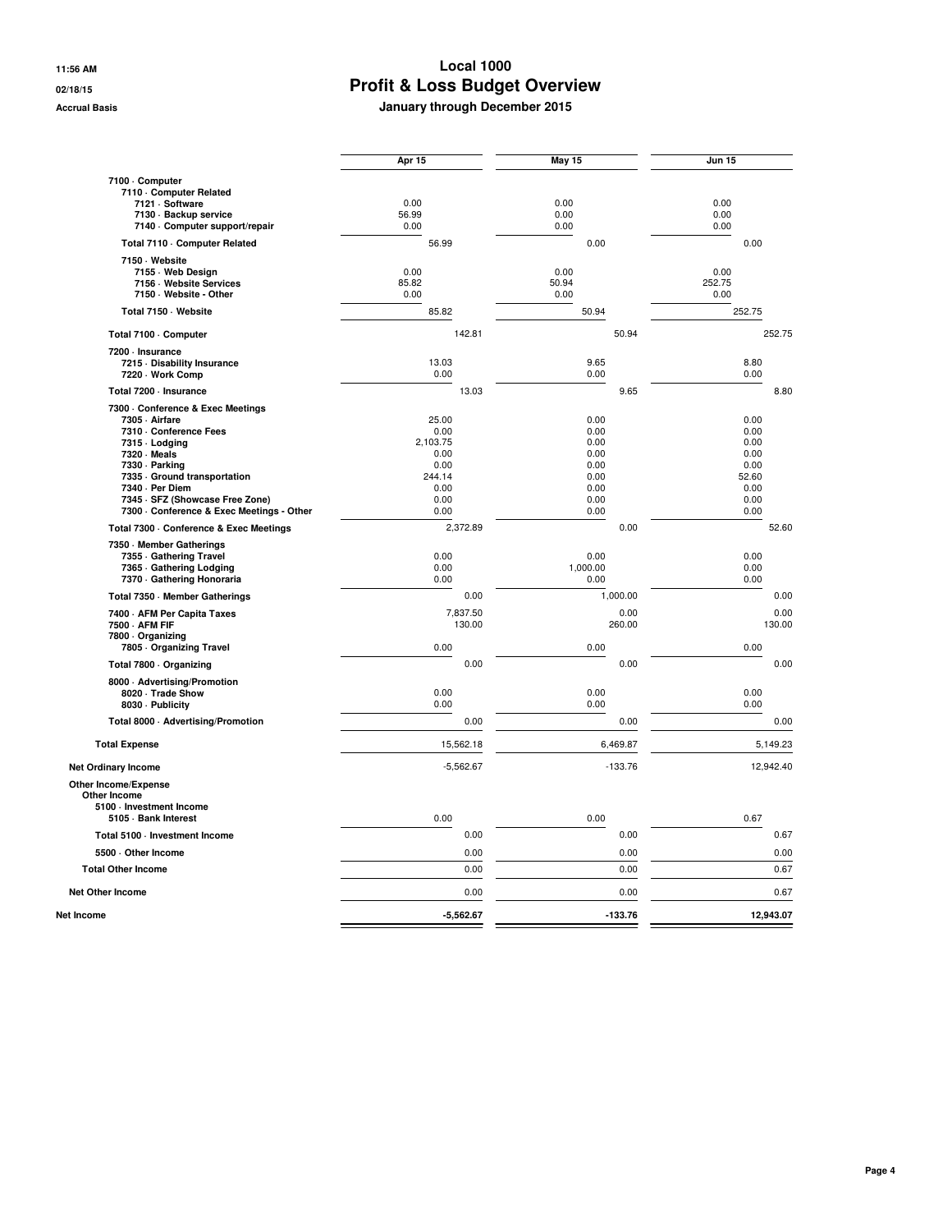# Local 1000

## Profit & Loss Budget Overview

### January through December 2015

11:56 AM
02/18/15
Accrual Basis

| | Apr 15 | May 15 | Jun 15 |
|---|---|---|---|
| 7100 · Computer | | | |
| 7110 · Computer Related | | | |
| 7121 · Software | 0.00 | 0.00 | 0.00 |
| 7130 · Backup service | 56.99 | 0.00 | 0.00 |
| 7140 · Computer support/repair | 0.00 | 0.00 | 0.00 |
| **Total 7110 · Computer Related** | 56.99 | 0.00 | 0.00 |
| 7150 · Website | | | |
| 7155 · Web Design | 0.00 | 0.00 | 0.00 |
| 7156 · Website Services | 85.82 | 50.94 | 252.75 |
| 7150 · Website - Other | 0.00 | 0.00 | 0.00 |
| **Total 7150 · Website** | 85.82 | 50.94 | 252.75 |
| **Total 7100 · Computer** | 142.81 | 50.94 | 252.75 |
| 7200 · Insurance | | | |
| 7215 · Disability Insurance | 13.03 | 9.65 | 8.80 |
| 7220 · Work Comp | 0.00 | 0.00 | 0.00 |
| **Total 7200 · Insurance** | 13.03 | 9.65 | 8.80 |
| 7300 · Conference & Exec Meetings | | | |
| 7305 · Airfare | 25.00 | 0.00 | 0.00 |
| 7310 · Conference Fees | 0.00 | 0.00 | 0.00 |
| 7315 · Lodging | 2,103.75 | 0.00 | 0.00 |
| 7320 · Meals | 0.00 | 0.00 | 0.00 |
| 7330 · Parking | 0.00 | 0.00 | 0.00 |
| 7335 · Ground transportation | 244.14 | 0.00 | 52.60 |
| 7340 · Per Diem | 0.00 | 0.00 | 0.00 |
| 7345 · SFZ (Showcase Free Zone) | 0.00 | 0.00 | 0.00 |
| 7300 · Conference & Exec Meetings - Other | 0.00 | 0.00 | 0.00 |
| **Total 7300 · Conference & Exec Meetings** | 2,372.89 | 0.00 | 52.60 |
| 7350 · Member Gatherings | | | |
| 7355 · Gathering Travel | 0.00 | 0.00 | 0.00 |
| 7365 · Gathering Lodging | 0.00 | 1,000.00 | 0.00 |
| 7370 · Gathering Honoraria | 0.00 | 0.00 | 0.00 |
| **Total 7350 · Member Gatherings** | 0.00 | 1,000.00 | 0.00 |
| 7400 · AFM Per Capita Taxes | 7,837.50 | 0.00 | 0.00 |
| 7500 · AFM FIF | 130.00 | 260.00 | 130.00 |
| 7800 · Organizing | | | |
| 7805 · Organizing Travel | 0.00 | 0.00 | 0.00 |
| **Total 7800 · Organizing** | 0.00 | 0.00 | 0.00 |
| 8000 · Advertising/Promotion | | | |
| 8020 · Trade Show | 0.00 | 0.00 | 0.00 |
| 8030 · Publicity | 0.00 | 0.00 | 0.00 |
| **Total 8000 · Advertising/Promotion** | 0.00 | 0.00 | 0.00 |
| **Total Expense** | 15,562.18 | 6,469.87 | 5,149.23 |
| **Net Ordinary Income** | -5,562.67 | -133.76 | 12,942.40 |
| **Other Income/Expense** | | | |
| **Other Income** | | | |
| 5100 · Investment Income | | | |
| 5105 · Bank Interest | 0.00 | 0.00 | 0.67 |
| **Total 5100 · Investment Income** | 0.00 | 0.00 | 0.67 |
| 5500 · Other Income | 0.00 | 0.00 | 0.00 |
| **Total Other Income** | 0.00 | 0.00 | 0.67 |
| **Net Other Income** | 0.00 | 0.00 | 0.67 |
| **Net Income** | **-5,562.67** | **-133.76** | **12,943.07** |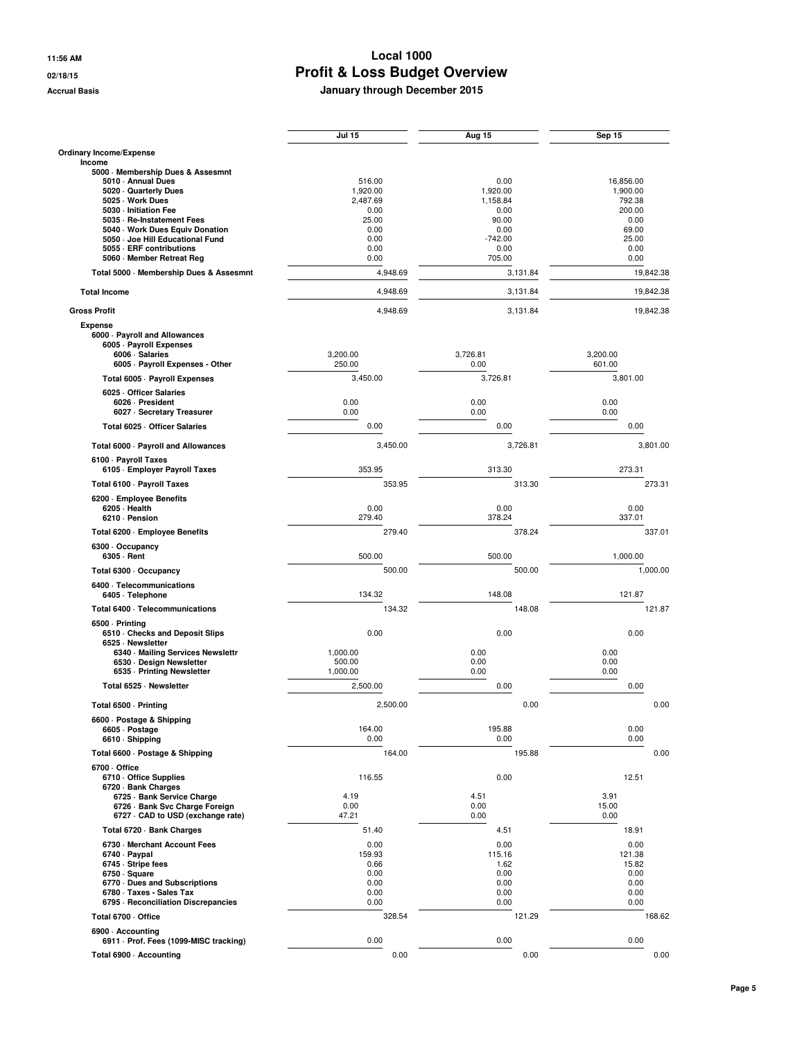# Local 1000

## Profit & Loss Budget Overview

### January through December 2015

Accrual Basis

| | Jul 15 | | Aug 15 | | Sep 15 | |
|---|---|---|---|---|---|---|
| **Ordinary Income/Expense** | | | | | | |
| **Income** | | | | | | |
| 5000 · Membership Dues & Assesmnt | | | | | | |
| 5010 · Annual Dues | 516.00 | | 0.00 | | 16,856.00 | |
| 5020 · Quarterly Dues | 1,920.00 | | 1,920.00 | | 1,900.00 | |
| 5025 · Work Dues | 2,487.69 | | 1,158.84 | | 792.38 | |
| 5030 · Initiation Fee | 0.00 | | 0.00 | | 200.00 | |
| 5035 · Re-Instatement Fees | 25.00 | | 90.00 | | 0.00 | |
| 5040 · Work Dues Equiv Donation | 0.00 | | 0.00 | | 69.00 | |
| 5050 · Joe Hill Educational Fund | 0.00 | | -742.00 | | 25.00 | |
| 5055 · ERF contributions | 0.00 | | 0.00 | | 0.00 | |
| 5060 · Member Retreat Reg | 0.00 | | 705.00 | | 0.00 | |
| Total 5000 · Membership Dues & Assesmnt | | 4,948.69 | | 3,131.84 | | 19,842.38 |
| **Total Income** | | 4,948.69 | | 3,131.84 | | 19,842.38 |
| **Gross Profit** | | 4,948.69 | | 3,131.84 | | 19,842.38 |
| **Expense** | | | | | | |
| 6000 · Payroll and Allowances | | | | | | |
| 6005 · Payroll Expenses | | | | | | |
| 6006 · Salaries | 3,200.00 | | 3,726.81 | | 3,200.00 | |
| 6005 · Payroll Expenses - Other | 250.00 | | 0.00 | | 601.00 | |
| Total 6005 · Payroll Expenses | | 3,450.00 | | 3,726.81 | | 3,801.00 |
| 6025 · Officer Salaries | | | | | | |
| 6026 · President | 0.00 | | 0.00 | | 0.00 | |
| 6027 · Secretary Treasurer | 0.00 | | 0.00 | | 0.00 | |
| Total 6025 · Officer Salaries | | 0.00 | | 0.00 | | 0.00 |
| Total 6000 · Payroll and Allowances | | 3,450.00 | | 3,726.81 | | 3,801.00 |
| 6100 · Payroll Taxes | | | | | | |
| 6105 · Employer Payroll Taxes | 353.95 | | 313.30 | | 273.31 | |
| Total 6100 · Payroll Taxes | | 353.95 | | 313.30 | | 273.31 |
| 6200 · Employee Benefits | | | | | | |
| 6205 · Health | 0.00 | | 0.00 | | 0.00 | |
| 6210 · Pension | 279.40 | | 378.24 | | 337.01 | |
| Total 6200 · Employee Benefits | | 279.40 | | 378.24 | | 337.01 |
| 6300 · Occupancy | | | | | | |
| 6305 · Rent | 500.00 | | 500.00 | | 1,000.00 | |
| Total 6300 · Occupancy | | 500.00 | | 500.00 | | 1,000.00 |
| 6400 · Telecommunications | | | | | | |
| 6405 · Telephone | 134.32 | | 148.08 | | 121.87 | |
| Total 6400 · Telecommunications | | 134.32 | | 148.08 | | 121.87 |
| 6500 · Printing | | | | | | |
| 6510 · Checks and Deposit Slips | 0.00 | | 0.00 | | 0.00 | |
| 6525 · Newsletter | | | | | | |
| 6340 · Mailing Services Newslettr | 1,000.00 | | 0.00 | | 0.00 | |
| 6530 · Design Newsletter | 500.00 | | 0.00 | | 0.00 | |
| 6535 · Printing Newsletter | 1,000.00 | | 0.00 | | 0.00 | |
| Total 6525 · Newsletter | 2,500.00 | | 0.00 | | 0.00 | |
| Total 6500 · Printing | | 2,500.00 | | 0.00 | | 0.00 |
| 6600 · Postage & Shipping | | | | | | |
| 6605 · Postage | 164.00 | | 195.88 | | 0.00 | |
| 6610 · Shipping | 0.00 | | 0.00 | | 0.00 | |
| Total 6600 · Postage & Shipping | | 164.00 | | 195.88 | | 0.00 |
| 6700 · Office | | | | | | |
| 6710 · Office Supplies | 116.55 | | 0.00 | | 12.51 | |
| 6720 · Bank Charges | | | | | | |
| 6725 · Bank Service Charge | 4.19 | | 4.51 | | 3.91 | |
| 6726 · Bank Svc Charge Foreign | 0.00 | | 0.00 | | 15.00 | |
| 6727 · CAD to USD (exchange rate) | 47.21 | | 0.00 | | 0.00 | |
| Total 6720 · Bank Charges | 51.40 | | 4.51 | | 18.91 | |
| 6730 · Merchant Account Fees | 0.00 | | 0.00 | | 0.00 | |
| 6740 · Paypal | 159.93 | | 115.16 | | 121.38 | |
| 6745 · Stripe fees | 0.66 | | 1.62 | | 15.82 | |
| 6750 · Square | 0.00 | | 0.00 | | 0.00 | |
| 6770 · Dues and Subscriptions | 0.00 | | 0.00 | | 0.00 | |
| 6780 · Taxes - Sales Tax | 0.00 | | 0.00 | | 0.00 | |
| 6795 · Reconciliation Discrepancies | 0.00 | | 0.00 | | 0.00 | |
| Total 6700 · Office | | 328.54 | | 121.29 | | 168.62 |
| 6900 · Accounting | | | | | | |
| 6911 · Prof. Fees (1099-MISC tracking) | 0.00 | | 0.00 | | 0.00 | |
| Total 6900 · Accounting | | 0.00 | | 0.00 | | 0.00 |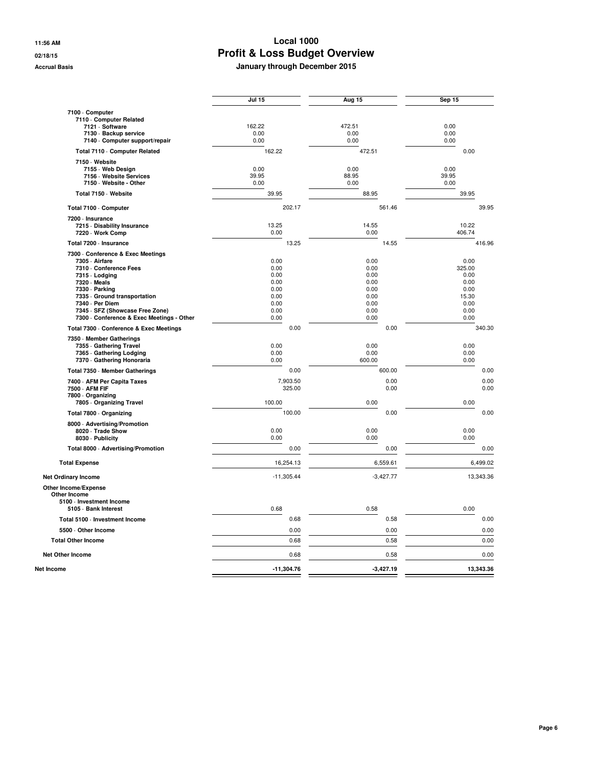# Local 1000

## Profit & Loss Budget Overview

### January through December 2015

11:56 AM
02/18/15
Accrual Basis

| | Jul 15 | Aug 15 | Sep 15 |
|---|---|---|---|
| 7100 · Computer | | | |
| 7110 · Computer Related | | | |
| 7121 · Software | 162.22 | 472.51 | 0.00 |
| 7130 · Backup service | 0.00 | 0.00 | 0.00 |
| 7140 · Computer support/repair | 0.00 | 0.00 | 0.00 |
| Total 7110 · Computer Related | 162.22 | 472.51 | 0.00 |
| 7150 · Website | | | |
| 7155 · Web Design | 0.00 | 0.00 | 0.00 |
| 7156 · Website Services | 39.95 | 88.95 | 39.95 |
| 7150 · Website - Other | 0.00 | 0.00 | 0.00 |
| Total 7150 · Website | 39.95 | 88.95 | 39.95 |
| Total 7100 · Computer | 202.17 | 561.46 | 39.95 |
| 7200 · Insurance | | | |
| 7215 · Disability Insurance | 13.25 | 14.55 | 10.22 |
| 7220 · Work Comp | 0.00 | 0.00 | 406.74 |
| Total 7200 · Insurance | 13.25 | 14.55 | 416.96 |
| 7300 · Conference & Exec Meetings | | | |
| 7305 · Airfare | 0.00 | 0.00 | 0.00 |
| 7310 · Conference Fees | 0.00 | 0.00 | 325.00 |
| 7315 · Lodging | 0.00 | 0.00 | 0.00 |
| 7320 · Meals | 0.00 | 0.00 | 0.00 |
| 7330 · Parking | 0.00 | 0.00 | 0.00 |
| 7335 · Ground transportation | 0.00 | 0.00 | 15.30 |
| 7340 · Per Diem | 0.00 | 0.00 | 0.00 |
| 7345 · SFZ (Showcase Free Zone) | 0.00 | 0.00 | 0.00 |
| 7300 · Conference & Exec Meetings - Other | 0.00 | 0.00 | 0.00 |
| Total 7300 · Conference & Exec Meetings | 0.00 | 0.00 | 340.30 |
| 7350 · Member Gatherings | | | |
| 7355 · Gathering Travel | 0.00 | 0.00 | 0.00 |
| 7365 · Gathering Lodging | 0.00 | 0.00 | 0.00 |
| 7370 · Gathering Honoraria | 0.00 | 600.00 | 0.00 |
| Total 7350 · Member Gatherings | 0.00 | 600.00 | 0.00 |
| 7400 · AFM Per Capita Taxes | 7,903.50 | 0.00 | 0.00 |
| 7500 · AFM FIF | 325.00 | 0.00 | 0.00 |
| 7800 · Organizing | | | |
| 7805 · Organizing Travel | 100.00 | 0.00 | 0.00 |
| Total 7800 · Organizing | 100.00 | 0.00 | 0.00 |
| 8000 · Advertising/Promotion | | | |
| 8020 · Trade Show | 0.00 | 0.00 | 0.00 |
| 8030 · Publicity | 0.00 | 0.00 | 0.00 |
| Total 8000 · Advertising/Promotion | 0.00 | 0.00 | 0.00 |
| Total Expense | 16,254.13 | 6,559.61 | 6,499.02 |
| Net Ordinary Income | -11,305.44 | -3,427.77 | 13,343.36 |
| Other Income/Expense | | | |
| Other Income | | | |
| 5100 · Investment Income | | | |
| 5105 · Bank Interest | 0.68 | 0.58 | 0.00 |
| Total 5100 · Investment Income | 0.68 | 0.58 | 0.00 |
| 5500 · Other Income | 0.00 | 0.00 | 0.00 |
| Total Other Income | 0.68 | 0.58 | 0.00 |
| Net Other Income | 0.68 | 0.58 | 0.00 |
| **Net Income** | **-11,304.76** | **-3,427.19** | **13,343.36** |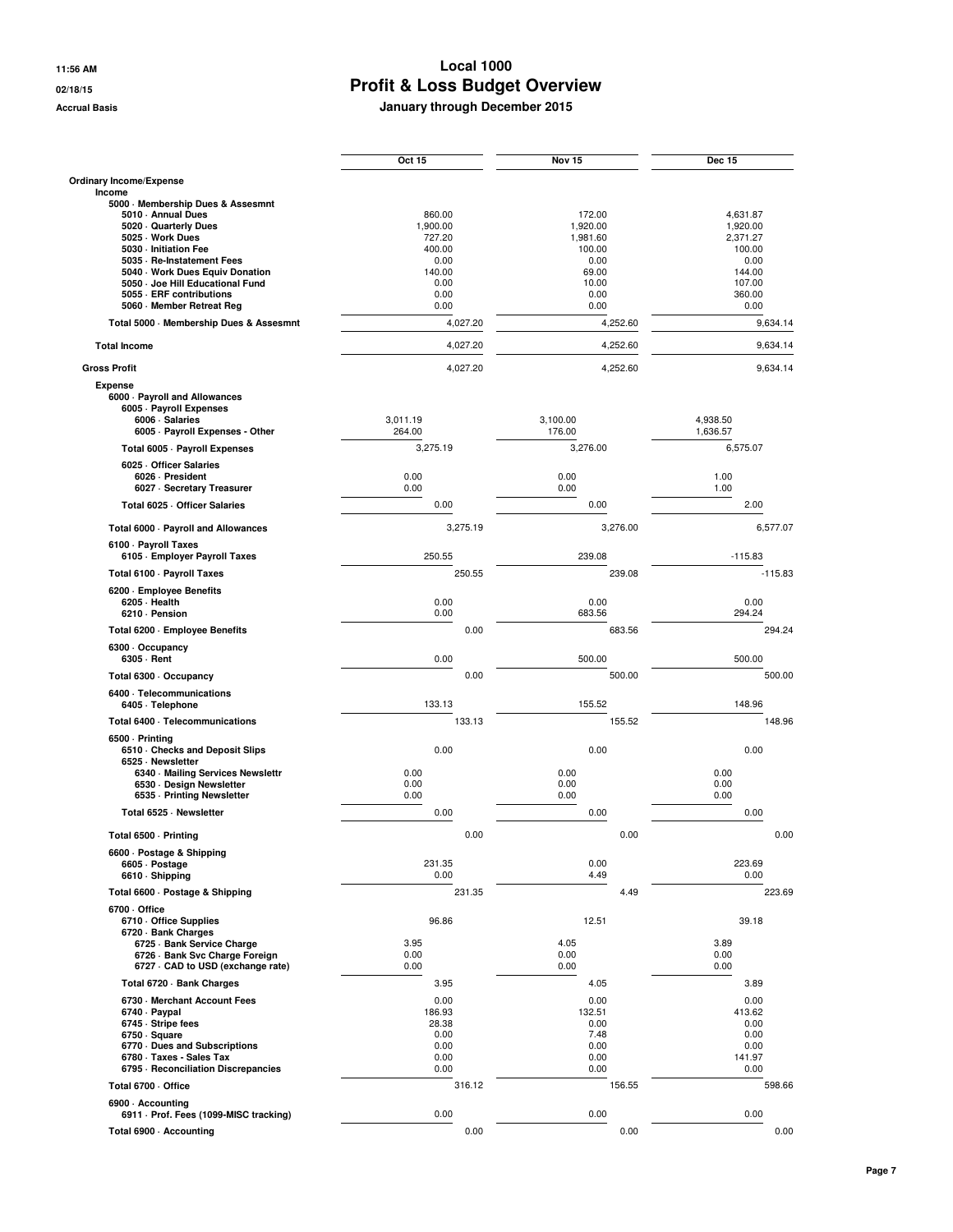# Local 1000
## Profit & Loss Budget Overview
### January through December 2015

Accrual Basis

| | Oct 15 | | Nov 15 | | Dec 15 | |
|---|---|---|---|---|---|---|
| **Ordinary Income/Expense** | | | | | | |
| **Income** | | | | | | |
| **5000 · Membership Dues & Assesmnt** | | | | | | |
| 5010 · Annual Dues | 860.00 | | 172.00 | | 4,631.87 | |
| 5020 · Quarterly Dues | 1,900.00 | | 1,920.00 | | 1,920.00 | |
| 5025 · Work Dues | 727.20 | | 1,981.60 | | 2,371.27 | |
| 5030 · Initiation Fee | 400.00 | | 100.00 | | 100.00 | |
| 5035 · Re-Instatement Fees | 0.00 | | 0.00 | | 0.00 | |
| 5040 · Work Dues Equiv Donation | 140.00 | | 69.00 | | 144.00 | |
| 5050 · Joe Hill Educational Fund | 0.00 | | 10.00 | | 107.00 | |
| 5055 · ERF contributions | 0.00 | | 0.00 | | 360.00 | |
| 5060 · Member Retreat Reg | 0.00 | | 0.00 | | 0.00 | |
| **Total 5000 · Membership Dues & Assesmnt** | | 4,027.20 | | 4,252.60 | | 9,634.14 |
| **Total Income** | | 4,027.20 | | 4,252.60 | | 9,634.14 |
| **Gross Profit** | | 4,027.20 | | 4,252.60 | | 9,634.14 |
| **Expense** | | | | | | |
| **6000 · Payroll and Allowances** | | | | | | |
| **6005 · Payroll Expenses** | | | | | | |
| 6006 · Salaries | 3,011.19 | | 3,100.00 | | 4,938.50 | |
| 6005 · Payroll Expenses - Other | 264.00 | | 176.00 | | 1,636.57 | |
| **Total 6005 · Payroll Expenses** | 3,275.19 | | 3,276.00 | | 6,575.07 | |
| **6025 · Officer Salaries** | | | | | | |
| 6026 · President | 0.00 | | 0.00 | | 1.00 | |
| 6027 · Secretary Treasurer | 0.00 | | 0.00 | | 1.00 | |
| **Total 6025 · Officer Salaries** | 0.00 | | 0.00 | | 2.00 | |
| **Total 6000 · Payroll and Allowances** | | 3,275.19 | | 3,276.00 | | 6,577.07 |
| **6100 · Payroll Taxes** | | | | | | |
| 6105 · Employer Payroll Taxes | 250.55 | | 239.08 | | -115.83 | |
| **Total 6100 · Payroll Taxes** | | 250.55 | | 239.08 | | -115.83 |
| **6200 · Employee Benefits** | | | | | | |
| 6205 · Health | 0.00 | | 0.00 | | 0.00 | |
| 6210 · Pension | 0.00 | | 683.56 | | 294.24 | |
| **Total 6200 · Employee Benefits** | | 0.00 | | 683.56 | | 294.24 |
| **6300 · Occupancy** | | | | | | |
| 6305 · Rent | 0.00 | | 500.00 | | 500.00 | |
| **Total 6300 · Occupancy** | | 0.00 | | 500.00 | | 500.00 |
| **6400 · Telecommunications** | | | | | | |
| 6405 · Telephone | 133.13 | | 155.52 | | 148.96 | |
| **Total 6400 · Telecommunications** | | 133.13 | | 155.52 | | 148.96 |
| **6500 · Printing** | | | | | | |
| 6510 · Checks and Deposit Slips | 0.00 | | 0.00 | | 0.00 | |
| **6525 · Newsletter** | | | | | | |
| 6340 · Mailing Services Newslettr | 0.00 | | 0.00 | | 0.00 | |
| 6530 · Design Newsletter | 0.00 | | 0.00 | | 0.00 | |
| 6535 · Printing Newsletter | 0.00 | | 0.00 | | 0.00 | |
| **Total 6525 · Newsletter** | 0.00 | | 0.00 | | 0.00 | |
| **Total 6500 · Printing** | | 0.00 | | 0.00 | | 0.00 |
| **6600 · Postage & Shipping** | | | | | | |
| 6605 · Postage | 231.35 | | 0.00 | | 223.69 | |
| 6610 · Shipping | 0.00 | | 4.49 | | 0.00 | |
| **Total 6600 · Postage & Shipping** | | 231.35 | | 4.49 | | 223.69 |
| **6700 · Office** | | | | | | |
| 6710 · Office Supplies | 96.86 | | 12.51 | | 39.18 | |
| **6720 · Bank Charges** | | | | | | |
| 6725 · Bank Service Charge | 3.95 | | 4.05 | | 3.89 | |
| 6726 · Bank Svc Charge Foreign | 0.00 | | 0.00 | | 0.00 | |
| 6727 · CAD to USD (exchange rate) | 0.00 | | 0.00 | | 0.00 | |
| **Total 6720 · Bank Charges** | 3.95 | | 4.05 | | 3.89 | |
| 6730 · Merchant Account Fees | 0.00 | | 0.00 | | 0.00 | |
| 6740 · Paypal | 186.93 | | 132.51 | | 413.62 | |
| 6745 · Stripe fees | 28.38 | | 0.00 | | 0.00 | |
| 6750 · Square | 0.00 | | 7.48 | | 0.00 | |
| 6770 · Dues and Subscriptions | 0.00 | | 0.00 | | 0.00 | |
| 6780 · Taxes - Sales Tax | 0.00 | | 0.00 | | 141.97 | |
| 6795 · Reconciliation Discrepancies | 0.00 | | 0.00 | | 0.00 | |
| **Total 6700 · Office** | | 316.12 | | 156.55 | | 598.66 |
| **6900 · Accounting** | | | | | | |
| 6911 · Prof. Fees (1099-MISC tracking) | 0.00 | | 0.00 | | 0.00 | |
| **Total 6900 · Accounting** | | 0.00 | | 0.00 | | 0.00 |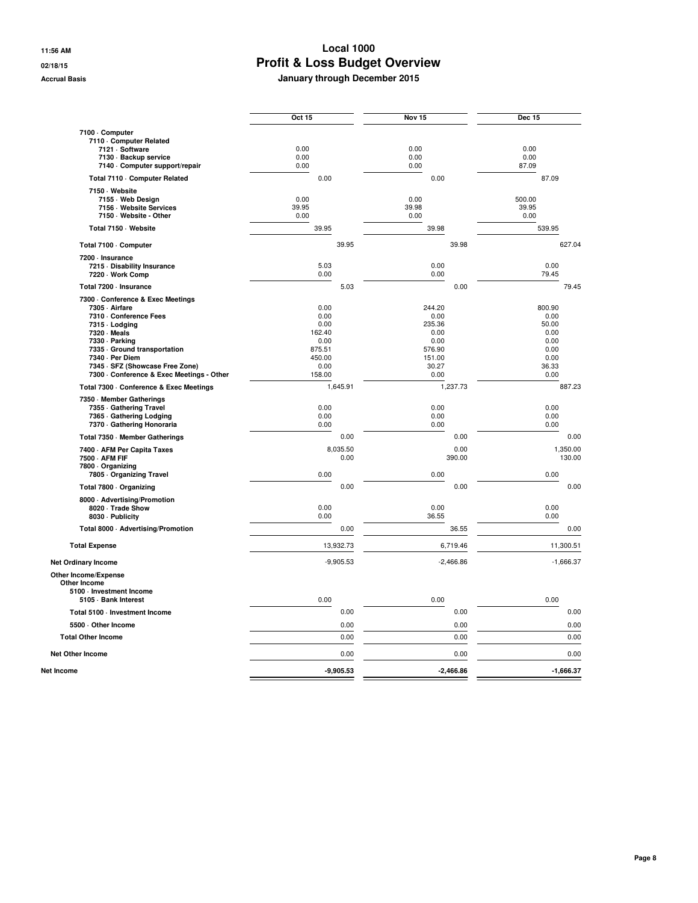# Local 1000

## Profit & Loss Budget Overview

### January through December 2015

11:56 AM
02/18/15
Accrual Basis

| | Oct 15 | Nov 15 | Dec 15 |
|---|---|---|---|
| **7100 · Computer** | | | |
| **7110 · Computer Related** | | | |
| 7121 · Software | 0.00 | 0.00 | 0.00 |
| 7130 · Backup service | 0.00 | 0.00 | 0.00 |
| 7140 · Computer support/repair | 0.00 | 0.00 | 87.09 |
| **Total 7110 · Computer Related** | 0.00 | 0.00 | 87.09 |
| **7150 · Website** | | | |
| 7155 · Web Design | 0.00 | 0.00 | 500.00 |
| 7156 · Website Services | 39.95 | 39.98 | 39.95 |
| 7150 · Website - Other | 0.00 | 0.00 | 0.00 |
| **Total 7150 · Website** | 39.95 | 39.98 | 539.95 |
| **Total 7100 · Computer** | 39.95 | 39.98 | 627.04 |
| **7200 · Insurance** | | | |
| 7215 · Disability Insurance | 5.03 | 0.00 | 0.00 |
| 7220 · Work Comp | 0.00 | 0.00 | 79.45 |
| **Total 7200 · Insurance** | 5.03 | 0.00 | 79.45 |
| **7300 · Conference & Exec Meetings** | | | |
| 7305 · Airfare | 0.00 | 244.20 | 800.90 |
| 7310 · Conference Fees | 0.00 | 0.00 | 0.00 |
| 7315 · Lodging | 0.00 | 235.36 | 50.00 |
| 7320 · Meals | 162.40 | 0.00 | 0.00 |
| 7330 · Parking | 0.00 | 0.00 | 0.00 |
| 7335 · Ground transportation | 875.51 | 576.90 | 0.00 |
| 7340 · Per Diem | 450.00 | 151.00 | 0.00 |
| 7345 · SFZ (Showcase Free Zone) | 0.00 | 30.27 | 36.33 |
| 7300 · Conference & Exec Meetings - Other | 158.00 | 0.00 | 0.00 |
| **Total 7300 · Conference & Exec Meetings** | 1,645.91 | 1,237.73 | 887.23 |
| **7350 · Member Gatherings** | | | |
| 7355 · Gathering Travel | 0.00 | 0.00 | 0.00 |
| 7365 · Gathering Lodging | 0.00 | 0.00 | 0.00 |
| 7370 · Gathering Honoraria | 0.00 | 0.00 | 0.00 |
| **Total 7350 · Member Gatherings** | 0.00 | 0.00 | 0.00 |
| **7400 · AFM Per Capita Taxes** | 8,035.50 | 0.00 | 1,350.00 |
| **7500 · AFM FIF** | 0.00 | 390.00 | 130.00 |
| **7800 · Organizing** | | | |
| 7805 · Organizing Travel | 0.00 | 0.00 | 0.00 |
| **Total 7800 · Organizing** | 0.00 | 0.00 | 0.00 |
| **8000 · Advertising/Promotion** | | | |
| 8020 · Trade Show | 0.00 | 0.00 | 0.00 |
| 8030 · Publicity | 0.00 | 36.55 | 0.00 |
| **Total 8000 · Advertising/Promotion** | 0.00 | 36.55 | 0.00 |
| **Total Expense** | 13,932.73 | 6,719.46 | 11,300.51 |
| **Net Ordinary Income** | -9,905.53 | -2,466.86 | -1,666.37 |
| **Other Income/Expense** | | | |
| **Other Income** | | | |
| **5100 · Investment Income** | | | |
| 5105 · Bank Interest | 0.00 | 0.00 | 0.00 |
| **Total 5100 · Investment Income** | 0.00 | 0.00 | 0.00 |
| **5500 · Other Income** | 0.00 | 0.00 | 0.00 |
| **Total Other Income** | 0.00 | 0.00 | 0.00 |
| **Net Other Income** | 0.00 | 0.00 | 0.00 |
| **Net Income** | **-9,905.53** | **-2,466.86** | **-1,666.37** |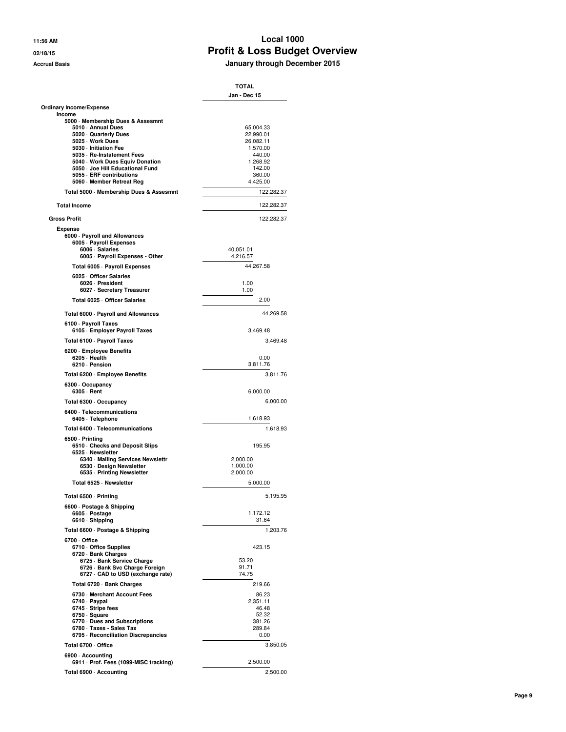**11:56 AM**
**02/18/15**
**Accrual Basis**

# Local 1000
## Profit & Loss Budget Overview
### January through December 2015

| | TOTAL |
|---|---|
| | Jan - Dec 15 |
| **Ordinary Income/Expense** | |
| **Income** | |
| 5000 · Membership Dues & Assesmnt | |
| 5010 · Annual Dues | 65,004.33 |
| 5020 · Quarterly Dues | 22,990.01 |
| 5025 · Work Dues | 26,082.11 |
| 5030 · Initiation Fee | 1,570.00 |
| 5035 · Re-Instatement Fees | 440.00 |
| 5040 · Work Dues Equiv Donation | 1,268.92 |
| 5050 · Joe Hill Educational Fund | 142.00 |
| 5055 · ERF contributions | 360.00 |
| 5060 · Member Retreat Reg | 4,425.00 |
| Total 5000 · Membership Dues & Assesmnt | 122,282.37 |
| **Total Income** | 122,282.37 |
| **Gross Profit** | 122,282.37 |
| **Expense** | |
| 6000 · Payroll and Allowances | |
| 6005 · Payroll Expenses | |
| 6006 · Salaries | 40,051.01 |
| 6005 · Payroll Expenses - Other | 4,216.57 |
| Total 6005 · Payroll Expenses | 44,267.58 |
| 6025 · Officer Salaries | |
| 6026 · President | 1.00 |
| 6027 · Secretary Treasurer | 1.00 |
| Total 6025 · Officer Salaries | 2.00 |
| Total 6000 · Payroll and Allowances | 44,269.58 |
| 6100 · Payroll Taxes | |
| 6105 · Employer Payroll Taxes | 3,469.48 |
| Total 6100 · Payroll Taxes | 3,469.48 |
| 6200 · Employee Benefits | |
| 6205 · Health | 0.00 |
| 6210 · Pension | 3,811.76 |
| Total 6200 · Employee Benefits | 3,811.76 |
| 6300 · Occupancy | |
| 6305 · Rent | 6,000.00 |
| Total 6300 · Occupancy | 6,000.00 |
| 6400 · Telecommunications | |
| 6405 · Telephone | 1,618.93 |
| Total 6400 · Telecommunications | 1,618.93 |
| 6500 · Printing | |
| 6510 · Checks and Deposit Slips | 195.95 |
| 6525 · Newsletter | |
| 6340 · Mailing Services Newslettr | 2,000.00 |
| 6530 · Design Newsletter | 1,000.00 |
| 6535 · Printing Newsletter | 2,000.00 |
| Total 6525 · Newsletter | 5,000.00 |
| Total 6500 · Printing | 5,195.95 |
| 6600 · Postage & Shipping | |
| 6605 · Postage | 1,172.12 |
| 6610 · Shipping | 31.64 |
| Total 6600 · Postage & Shipping | 1,203.76 |
| 6700 · Office | |
| 6710 · Office Supplies | 423.15 |
| 6720 · Bank Charges | |
| 6725 · Bank Service Charge | 53.20 |
| 6726 · Bank Svc Charge Foreign | 91.71 |
| 6727 · CAD to USD (exchange rate) | 74.75 |
| Total 6720 · Bank Charges | 219.66 |
| 6730 · Merchant Account Fees | 86.23 |
| 6740 · Paypal | 2,351.11 |
| 6745 · Stripe fees | 46.48 |
| 6750 · Square | 52.32 |
| 6770 · Dues and Subscriptions | 381.26 |
| 6780 · Taxes - Sales Tax | 289.84 |
| 6795 · Reconciliation Discrepancies | 0.00 |
| Total 6700 · Office | 3,850.05 |
| 6900 · Accounting | |
| 6911 · Prof. Fees (1099-MISC tracking) | 2,500.00 |
| Total 6900 · Accounting | 2,500.00 |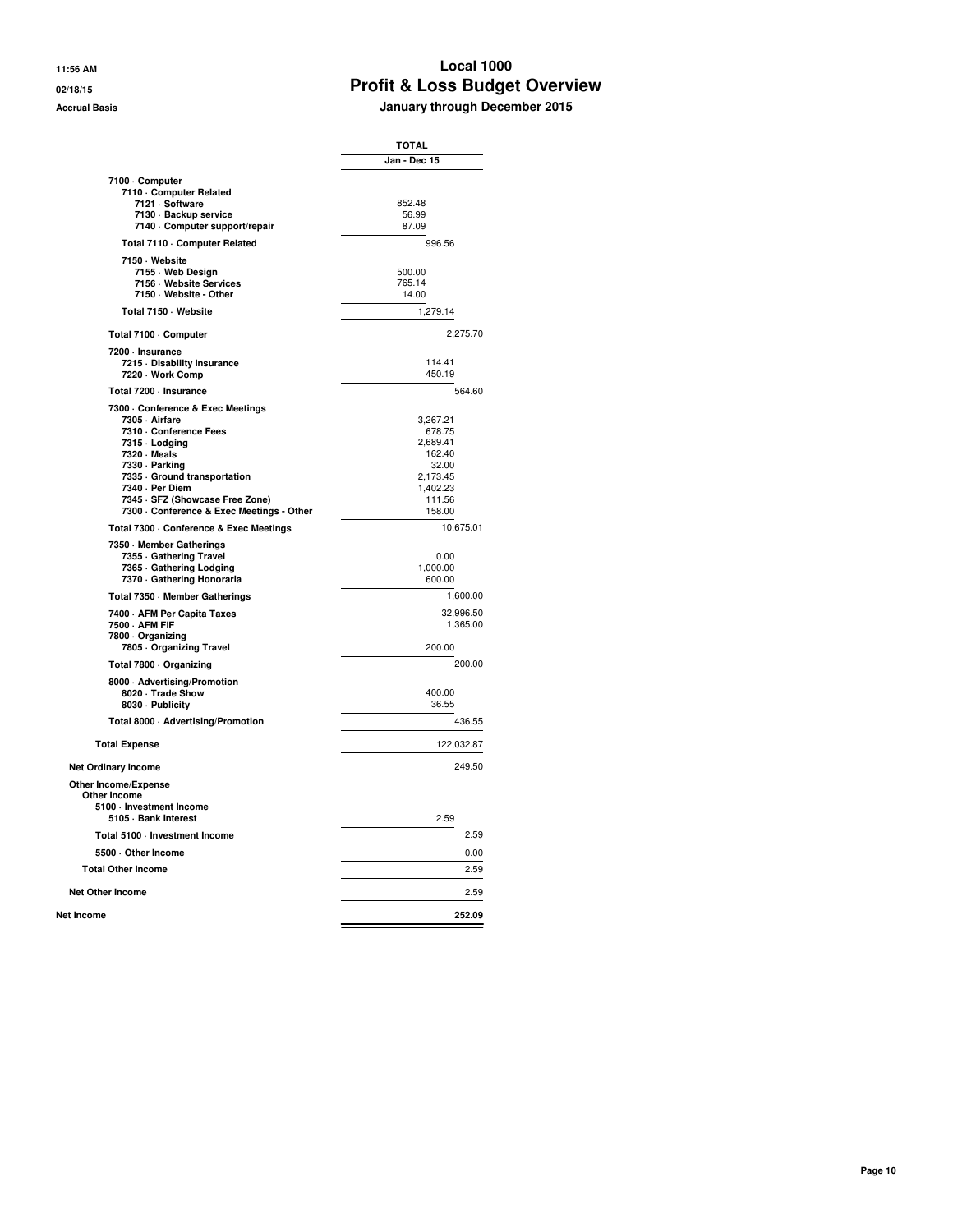# Local 1000

## Profit & Loss Budget Overview

### January through December 2015

11:56 AM
02/18/15
Accrual Basis

| | TOTAL |
|---|---|
| | Jan - Dec 15 |
| 7100 · Computer | |
| 7110 · Computer Related | |
| 7121 · Software | 852.48 |
| 7130 · Backup service | 56.99 |
| 7140 · Computer support/repair | 87.09 |
| Total 7110 · Computer Related | 996.56 |
| 7150 · Website | |
| 7155 · Web Design | 500.00 |
| 7156 · Website Services | 765.14 |
| 7150 · Website - Other | 14.00 |
| Total 7150 · Website | 1,279.14 |
| Total 7100 · Computer | 2,275.70 |
| 7200 · Insurance | |
| 7215 · Disability Insurance | 114.41 |
| 7220 · Work Comp | 450.19 |
| Total 7200 · Insurance | 564.60 |
| 7300 · Conference & Exec Meetings | |
| 7305 · Airfare | 3,267.21 |
| 7310 · Conference Fees | 678.75 |
| 7315 · Lodging | 2,689.41 |
| 7320 · Meals | 162.40 |
| 7330 · Parking | 32.00 |
| 7335 · Ground transportation | 2,173.45 |
| 7340 · Per Diem | 1,402.23 |
| 7345 · SFZ (Showcase Free Zone) | 111.56 |
| 7300 · Conference & Exec Meetings - Other | 158.00 |
| Total 7300 · Conference & Exec Meetings | 10,675.01 |
| 7350 · Member Gatherings | |
| 7355 · Gathering Travel | 0.00 |
| 7365 · Gathering Lodging | 1,000.00 |
| 7370 · Gathering Honoraria | 600.00 |
| Total 7350 · Member Gatherings | 1,600.00 |
| 7400 · AFM Per Capita Taxes | 32,996.50 |
| 7500 · AFM FIF | 1,365.00 |
| 7800 · Organizing | |
| 7805 · Organizing Travel | 200.00 |
| Total 7800 · Organizing | 200.00 |
| 8000 · Advertising/Promotion | |
| 8020 · Trade Show | 400.00 |
| 8030 · Publicity | 36.55 |
| Total 8000 · Advertising/Promotion | 436.55 |
| Total Expense | 122,032.87 |
| Net Ordinary Income | 249.50 |
| Other Income/Expense | |
| Other Income | |
| 5100 · Investment Income | |
| 5105 · Bank Interest | 2.59 |
| Total 5100 · Investment Income | 2.59 |
| 5500 · Other Income | 0.00 |
| Total Other Income | 2.59 |
| Net Other Income | 2.59 |
| **Net Income** | **252.09** |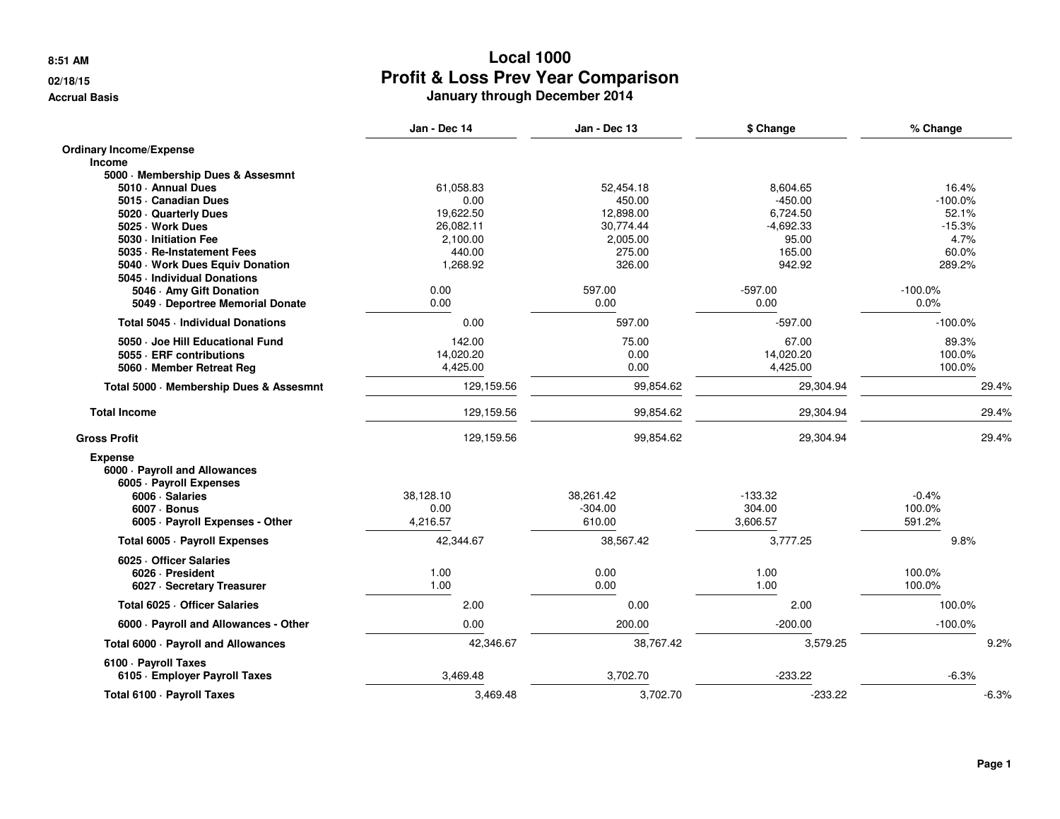8:51 AM
02/18/15
Accrual Basis

# Local 1000
## Profit & Loss Prev Year Comparison
### January through December 2014

| | Jan - Dec 14 | Jan - Dec 13 | $ Change | % Change |
|---|---|---|---|---|
| **Ordinary Income/Expense** | | | | |
| **Income** | | | | |
| **5000 · Membership Dues & Assesmnt** | | | | |
| **5010 · Annual Dues** | 61,058.83 | 52,454.18 | 8,604.65 | 16.4% |
| **5015 · Canadian Dues** | 0.00 | 450.00 | -450.00 | -100.0% |
| **5020 · Quarterly Dues** | 19,622.50 | 12,898.00 | 6,724.50 | 52.1% |
| **5025 · Work Dues** | 26,082.11 | 30,774.44 | -4,692.33 | -15.3% |
| **5030 · Initiation Fee** | 2,100.00 | 2,005.00 | 95.00 | 4.7% |
| **5035 · Re-Instatement Fees** | 440.00 | 275.00 | 165.00 | 60.0% |
| **5040 · Work Dues Equiv Donation** | 1,268.92 | 326.00 | 942.92 | 289.2% |
| **5045 · Individual Donations** | | | | |
| **5046 · Amy Gift Donation** | 0.00 | 597.00 | -597.00 | -100.0% |
| **5049 · Deportree Memorial Donate** | 0.00 | 0.00 | 0.00 | 0.0% |
| **Total 5045 · Individual Donations** | 0.00 | 597.00 | -597.00 | -100.0% |
| **5050 · Joe Hill Educational Fund** | 142.00 | 75.00 | 67.00 | 89.3% |
| **5055 · ERF contributions** | 14,020.20 | 0.00 | 14,020.20 | 100.0% |
| **5060 · Member Retreat Reg** | 4,425.00 | 0.00 | 4,425.00 | 100.0% |
| **Total 5000 · Membership Dues & Assesmnt** | 129,159.56 | 99,854.62 | 29,304.94 | 29.4% |
| **Total Income** | 129,159.56 | 99,854.62 | 29,304.94 | 29.4% |
| **Gross Profit** | 129,159.56 | 99,854.62 | 29,304.94 | 29.4% |
| **Expense** | | | | |
| **6000 · Payroll and Allowances** | | | | |
| **6005 · Payroll Expenses** | | | | |
| **6006 · Salaries** | 38,128.10 | 38,261.42 | -133.32 | -0.4% |
| **6007 · Bonus** | 0.00 | -304.00 | 304.00 | 100.0% |
| **6005 · Payroll Expenses - Other** | 4,216.57 | 610.00 | 3,606.57 | 591.2% |
| **Total 6005 · Payroll Expenses** | 42,344.67 | 38,567.42 | 3,777.25 | 9.8% |
| **6025 · Officer Salaries** | | | | |
| **6026 · President** | 1.00 | 0.00 | 1.00 | 100.0% |
| **6027 · Secretary Treasurer** | 1.00 | 0.00 | 1.00 | 100.0% |
| **Total 6025 · Officer Salaries** | 2.00 | 0.00 | 2.00 | 100.0% |
| **6000 · Payroll and Allowances - Other** | 0.00 | 200.00 | -200.00 | -100.0% |
| **Total 6000 · Payroll and Allowances** | 42,346.67 | 38,767.42 | 3,579.25 | 9.2% |
| **6100 · Payroll Taxes** | | | | |
| **6105 · Employer Payroll Taxes** | 3,469.48 | 3,702.70 | -233.22 | -6.3% |
| **Total 6100 · Payroll Taxes** | 3,469.48 | 3,702.70 | -233.22 | -6.3% |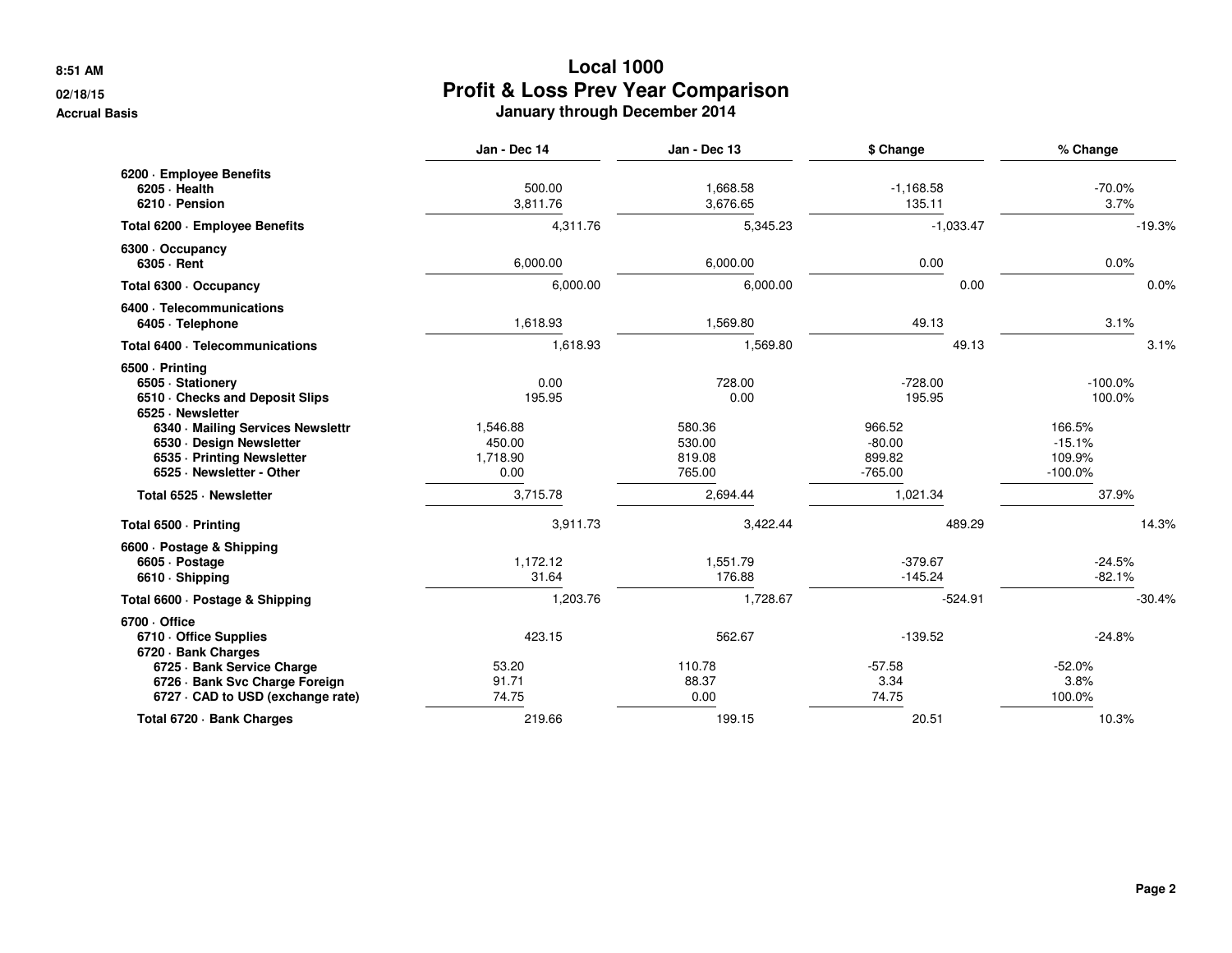# Local 1000
## Profit & Loss Prev Year Comparison
### January through December 2014

8:51 AM
02/18/15
Accrual Basis

| | Jan - Dec 14 | Jan - Dec 13 | $ Change | % Change |
|---|---|---|---|---|
| **6200 · Employee Benefits** | | | | |
| **6205 · Health** | 500.00 | 1,668.58 | -1,168.58 | -70.0% |
| **6210 · Pension** | 3,811.76 | 3,676.65 | 135.11 | 3.7% |
| **Total 6200 · Employee Benefits** | 4,311.76 | 5,345.23 | -1,033.47 | -19.3% |
| **6300 · Occupancy** | | | | |
| **6305 · Rent** | 6,000.00 | 6,000.00 | 0.00 | 0.0% |
| **Total 6300 · Occupancy** | 6,000.00 | 6,000.00 | 0.00 | 0.0% |
| **6400 · Telecommunications** | | | | |
| **6405 · Telephone** | 1,618.93 | 1,569.80 | 49.13 | 3.1% |
| **Total 6400 · Telecommunications** | 1,618.93 | 1,569.80 | 49.13 | 3.1% |
| **6500 · Printing** | | | | |
| **6505 · Stationery** | 0.00 | 728.00 | -728.00 | -100.0% |
| **6510 · Checks and Deposit Slips** | 195.95 | 0.00 | 195.95 | 100.0% |
| **6525 · Newsletter** | | | | |
| **6340 · Mailing Services Newslettr** | 1,546.88 | 580.36 | 966.52 | 166.5% |
| **6530 · Design Newsletter** | 450.00 | 530.00 | -80.00 | -15.1% |
| **6535 · Printing Newsletter** | 1,718.90 | 819.08 | 899.82 | 109.9% |
| **6525 · Newsletter - Other** | 0.00 | 765.00 | -765.00 | -100.0% |
| **Total 6525 · Newsletter** | 3,715.78 | 2,694.44 | 1,021.34 | 37.9% |
| **Total 6500 · Printing** | 3,911.73 | 3,422.44 | 489.29 | 14.3% |
| **6600 · Postage & Shipping** | | | | |
| **6605 · Postage** | 1,172.12 | 1,551.79 | -379.67 | -24.5% |
| **6610 · Shipping** | 31.64 | 176.88 | -145.24 | -82.1% |
| **Total 6600 · Postage & Shipping** | 1,203.76 | 1,728.67 | -524.91 | -30.4% |
| **6700 · Office** | | | | |
| **6710 · Office Supplies** | 423.15 | 562.67 | -139.52 | -24.8% |
| **6720 · Bank Charges** | | | | |
| **6725 · Bank Service Charge** | 53.20 | 110.78 | -57.58 | -52.0% |
| **6726 · Bank Svc Charge Foreign** | 91.71 | 88.37 | 3.34 | 3.8% |
| **6727 · CAD to USD (exchange rate)** | 74.75 | 0.00 | 74.75 | 100.0% |
| **Total 6720 · Bank Charges** | 219.66 | 199.15 | 20.51 | 10.3% |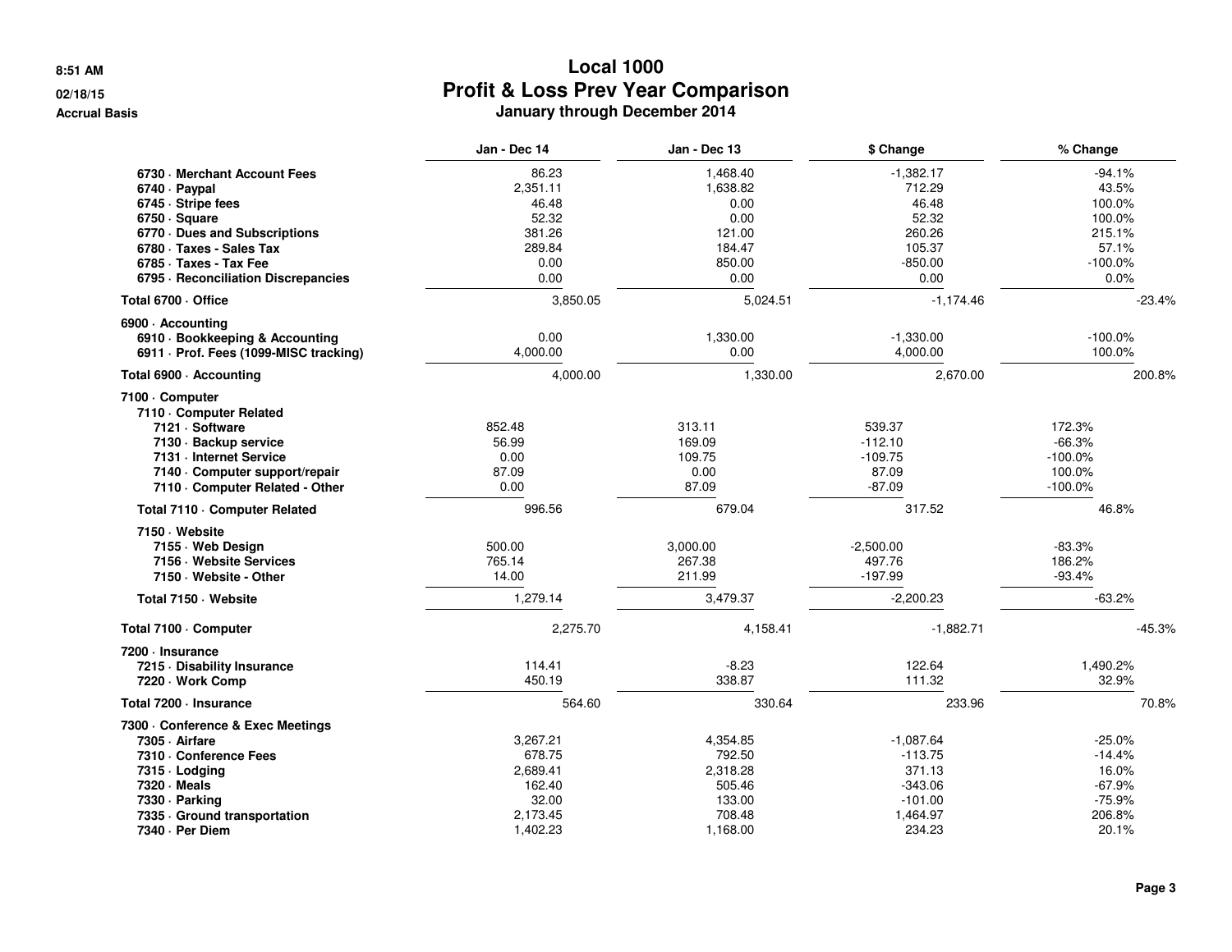# Local 1000
## Profit & Loss Prev Year Comparison
### January through December 2014

8:51 AM
02/18/15
Accrual Basis

| | Jan - Dec 14 | Jan - Dec 13 | $ Change | % Change |
|---|---|---|---|---|
| 6730 · Merchant Account Fees | 86.23 | 1,468.40 | -1,382.17 | -94.1% |
| 6740 · Paypal | 2,351.11 | 1,638.82 | 712.29 | 43.5% |
| 6745 · Stripe fees | 46.48 | 0.00 | 46.48 | 100.0% |
| 6750 · Square | 52.32 | 0.00 | 52.32 | 100.0% |
| 6770 · Dues and Subscriptions | 381.26 | 121.00 | 260.26 | 215.1% |
| 6780 · Taxes - Sales Tax | 289.84 | 184.47 | 105.37 | 57.1% |
| 6785 · Taxes - Tax Fee | 0.00 | 850.00 | -850.00 | -100.0% |
| 6795 · Reconciliation Discrepancies | 0.00 | 0.00 | 0.00 | 0.0% |
| **Total 6700 · Office** | 3,850.05 | 5,024.51 | -1,174.46 | -23.4% |
| 6900 · Accounting | | | | |
| 6910 · Bookkeeping & Accounting | 0.00 | 1,330.00 | -1,330.00 | -100.0% |
| 6911 · Prof. Fees (1099-MISC tracking) | 4,000.00 | 0.00 | 4,000.00 | 100.0% |
| **Total 6900 · Accounting** | 4,000.00 | 1,330.00 | 2,670.00 | 200.8% |
| 7100 · Computer | | | | |
| 7110 · Computer Related | | | | |
| 7121 · Software | 852.48 | 313.11 | 539.37 | 172.3% |
| 7130 · Backup service | 56.99 | 169.09 | -112.10 | -66.3% |
| 7131 · Internet Service | 0.00 | 109.75 | -109.75 | -100.0% |
| 7140 · Computer support/repair | 87.09 | 0.00 | 87.09 | 100.0% |
| 7110 · Computer Related - Other | 0.00 | 87.09 | -87.09 | -100.0% |
| **Total 7110 · Computer Related** | 996.56 | 679.04 | 317.52 | 46.8% |
| 7150 · Website | | | | |
| 7155 · Web Design | 500.00 | 3,000.00 | -2,500.00 | -83.3% |
| 7156 · Website Services | 765.14 | 267.38 | 497.76 | 186.2% |
| 7150 · Website - Other | 14.00 | 211.99 | -197.99 | -93.4% |
| **Total 7150 · Website** | 1,279.14 | 3,479.37 | -2,200.23 | -63.2% |
| **Total 7100 · Computer** | 2,275.70 | 4,158.41 | -1,882.71 | -45.3% |
| 7200 · Insurance | | | | |
| 7215 · Disability Insurance | 114.41 | -8.23 | 122.64 | 1,490.2% |
| 7220 · Work Comp | 450.19 | 338.87 | 111.32 | 32.9% |
| **Total 7200 · Insurance** | 564.60 | 330.64 | 233.96 | 70.8% |
| 7300 · Conference & Exec Meetings | | | | |
| 7305 · Airfare | 3,267.21 | 4,354.85 | -1,087.64 | -25.0% |
| 7310 · Conference Fees | 678.75 | 792.50 | -113.75 | -14.4% |
| 7315 · Lodging | 2,689.41 | 2,318.28 | 371.13 | 16.0% |
| 7320 · Meals | 162.40 | 505.46 | -343.06 | -67.9% |
| 7330 · Parking | 32.00 | 133.00 | -101.00 | -75.9% |
| 7335 · Ground transportation | 2,173.45 | 708.48 | 1,464.97 | 206.8% |
| 7340 · Per Diem | 1,402.23 | 1,168.00 | 234.23 | 20.1% |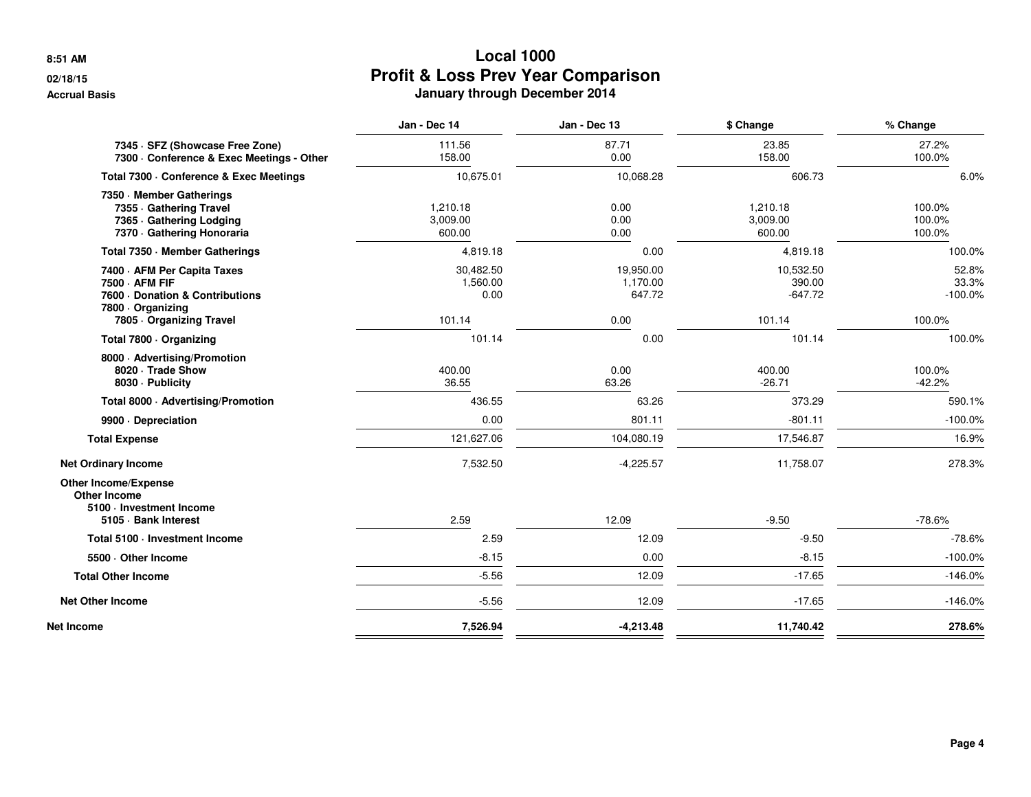# Local 1000
## Profit & Loss Prev Year Comparison
### January through December 2014

8:51 AM
02/18/15
Accrual Basis

| | Jan - Dec 14 | Jan - Dec 13 | $ Change | % Change |
|---|---|---|---|---|
| 7345 · SFZ (Showcase Free Zone) | 111.56 | 87.71 | 23.85 | 27.2% |
| 7300 · Conference & Exec Meetings - Other | 158.00 | 0.00 | 158.00 | 100.0% |
| **Total 7300 · Conference & Exec Meetings** | 10,675.01 | 10,068.28 | 606.73 | 6.0% |
| **7350 · Member Gatherings** | | | | |
| 7355 · Gathering Travel | 1,210.18 | 0.00 | 1,210.18 | 100.0% |
| 7365 · Gathering Lodging | 3,009.00 | 0.00 | 3,009.00 | 100.0% |
| 7370 · Gathering Honoraria | 600.00 | 0.00 | 600.00 | 100.0% |
| **Total 7350 · Member Gatherings** | 4,819.18 | 0.00 | 4,819.18 | 100.0% |
| 7400 · AFM Per Capita Taxes | 30,482.50 | 19,950.00 | 10,532.50 | 52.8% |
| 7500 · AFM FIF | 1,560.00 | 1,170.00 | 390.00 | 33.3% |
| 7600 · Donation & Contributions | 0.00 | 647.72 | -647.72 | -100.0% |
| **7800 · Organizing** | | | | |
| 7805 · Organizing Travel | 101.14 | 0.00 | 101.14 | 100.0% |
| **Total 7800 · Organizing** | 101.14 | 0.00 | 101.14 | 100.0% |
| **8000 · Advertising/Promotion** | | | | |
| 8020 · Trade Show | 400.00 | 0.00 | 400.00 | 100.0% |
| 8030 · Publicity | 36.55 | 63.26 | -26.71 | -42.2% |
| **Total 8000 · Advertising/Promotion** | 436.55 | 63.26 | 373.29 | 590.1% |
| 9900 · Depreciation | 0.00 | 801.11 | -801.11 | -100.0% |
| **Total Expense** | 121,627.06 | 104,080.19 | 17,546.87 | 16.9% |
| **Net Ordinary Income** | 7,532.50 | -4,225.57 | 11,758.07 | 278.3% |
| **Other Income/Expense** | | | | |
| **Other Income** | | | | |
| **5100 · Investment Income** | | | | |
| 5105 · Bank Interest | 2.59 | 12.09 | -9.50 | -78.6% |
| **Total 5100 · Investment Income** | 2.59 | 12.09 | -9.50 | -78.6% |
| 5500 · Other Income | -8.15 | 0.00 | -8.15 | -100.0% |
| **Total Other Income** | -5.56 | 12.09 | -17.65 | -146.0% |
| **Net Other Income** | -5.56 | 12.09 | -17.65 | -146.0% |
| **Net Income** | **7,526.94** | **-4,213.48** | **11,740.42** | **278.6%** |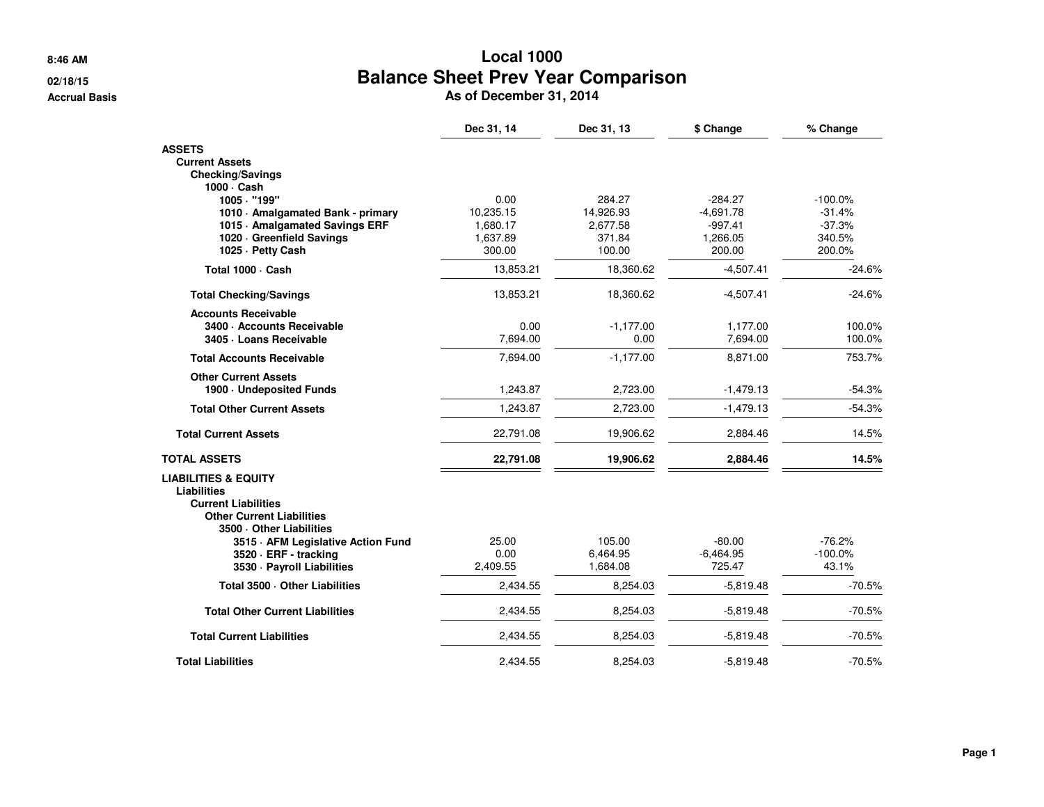8:46 AM

02/18/15

Accrual Basis

# Local 1000
## Balance Sheet Prev Year Comparison
### As of December 31, 2014

| | Dec 31, 14 | Dec 31, 13 | $ Change | % Change |
|---|---|---|---|---|
| **ASSETS** | | | | |
| **Current Assets** | | | | |
| **Checking/Savings** | | | | |
| **1000 · Cash** | | | | |
| **1005 · "199"** | 0.00 | 284.27 | -284.27 | -100.0% |
| **1010 · Amalgamated Bank - primary** | 10,235.15 | 14,926.93 | -4,691.78 | -31.4% |
| **1015 · Amalgamated Savings ERF** | 1,680.17 | 2,677.58 | -997.41 | -37.3% |
| **1020 · Greenfield Savings** | 1,637.89 | 371.84 | 1,266.05 | 340.5% |
| **1025 · Petty Cash** | 300.00 | 100.00 | 200.00 | 200.0% |
| **Total 1000 · Cash** | 13,853.21 | 18,360.62 | -4,507.41 | -24.6% |
| **Total Checking/Savings** | 13,853.21 | 18,360.62 | -4,507.41 | -24.6% |
| **Accounts Receivable** | | | | |
| **3400 · Accounts Receivable** | 0.00 | -1,177.00 | 1,177.00 | 100.0% |
| **3405 · Loans Receivable** | 7,694.00 | 0.00 | 7,694.00 | 100.0% |
| **Total Accounts Receivable** | 7,694.00 | -1,177.00 | 8,871.00 | 753.7% |
| **Other Current Assets** | | | | |
| **1900 · Undeposited Funds** | 1,243.87 | 2,723.00 | -1,479.13 | -54.3% |
| **Total Other Current Assets** | 1,243.87 | 2,723.00 | -1,479.13 | -54.3% |
| **Total Current Assets** | 22,791.08 | 19,906.62 | 2,884.46 | 14.5% |
| **TOTAL ASSETS** | **22,791.08** | **19,906.62** | **2,884.46** | **14.5%** |
| **LIABILITIES & EQUITY** | | | | |
| **Liabilities** | | | | |
| **Current Liabilities** | | | | |
| **Other Current Liabilities** | | | | |
| **3500 · Other Liabilities** | | | | |
| **3515 · AFM Legislative Action Fund** | 25.00 | 105.00 | -80.00 | -76.2% |
| **3520 · ERF - tracking** | 0.00 | 6,464.95 | -6,464.95 | -100.0% |
| **3530 · Payroll Liabilities** | 2,409.55 | 1,684.08 | 725.47 | 43.1% |
| **Total 3500 · Other Liabilities** | 2,434.55 | 8,254.03 | -5,819.48 | -70.5% |
| **Total Other Current Liabilities** | 2,434.55 | 8,254.03 | -5,819.48 | -70.5% |
| **Total Current Liabilities** | 2,434.55 | 8,254.03 | -5,819.48 | -70.5% |
| **Total Liabilities** | 2,434.55 | 8,254.03 | -5,819.48 | -70.5% |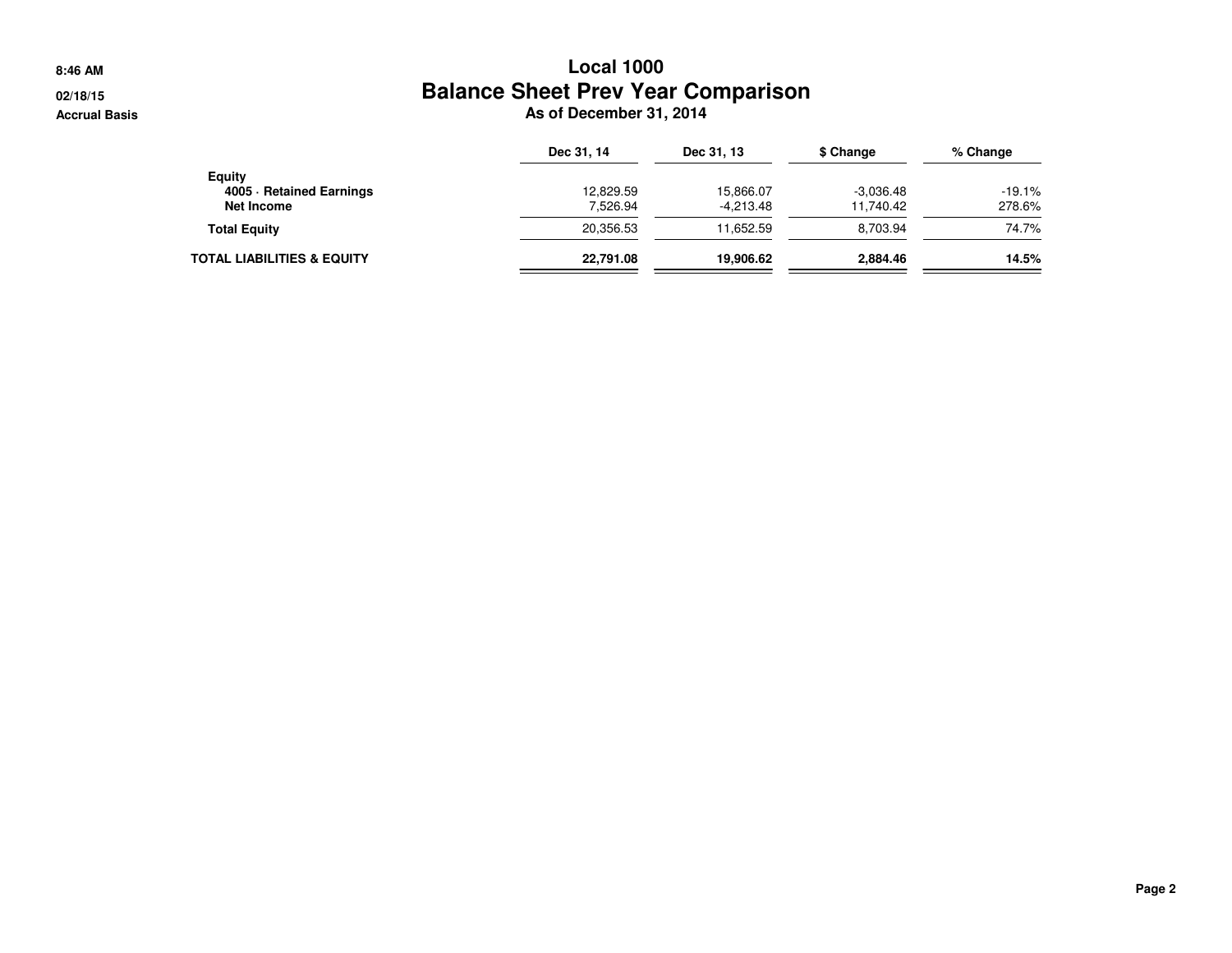# Local 1000

## Balance Sheet Prev Year Comparison

### As of December 31, 2014

8:46 AM

02/18/15

Accrual Basis

| | Dec 31, 14 | Dec 31, 13 | $ Change | % Change |
|---|---|---|---|---|
| **Equity** | | | | |
| **4005 · Retained Earnings** | 12,829.59 | 15,866.07 | -3,036.48 | -19.1% |
| **Net Income** | 7,526.94 | -4,213.48 | 11,740.42 | 278.6% |
| **Total Equity** | 20,356.53 | 11,652.59 | 8,703.94 | 74.7% |
| **TOTAL LIABILITIES & EQUITY** | **22,791.08** | **19,906.62** | **2,884.46** | **14.5%** |